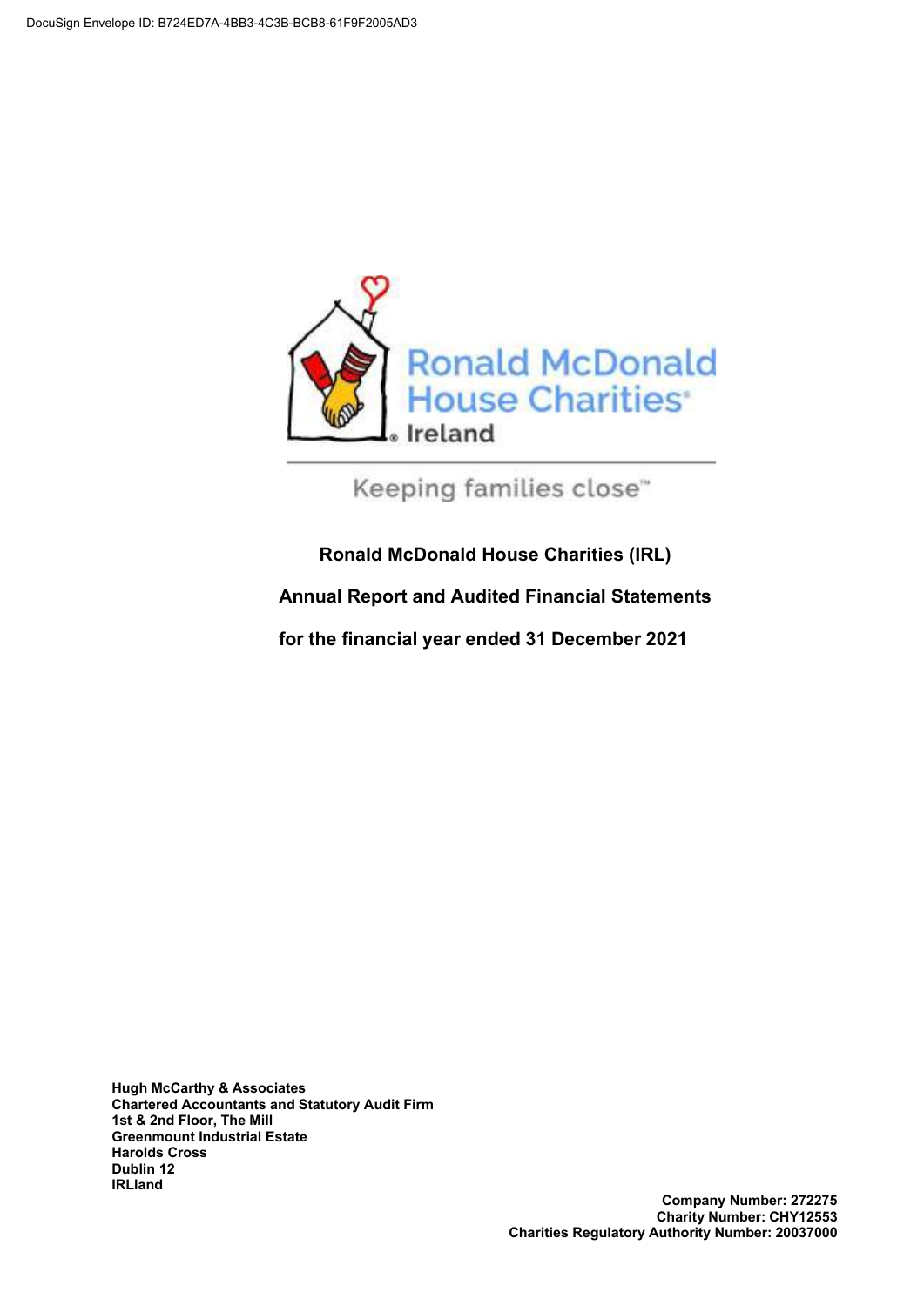DocuSign Envelope ID: B724ED7A-4BB3-4C3B-BCB8-61F9F2005AD3

Ronald McDonald House Charities® Ireland

Keeping families close™

# Ronald McDonald House Charities (IRL)

## Annual Report and Audited Financial Statements

## for the financial year ended 31 December 2021

**Hugh McCarthy & Associates**
**Chartered Accountants and Statutory Audit Firm**
**1st & 2nd Floor, The Mill**
**Greenmount Industrial Estate**
**Harolds Cross**
**Dublin 12**
**IRLland**

**Company Number: 272275**
**Charity Number: CHY12553**
**Charities Regulatory Authority Number: 20037000**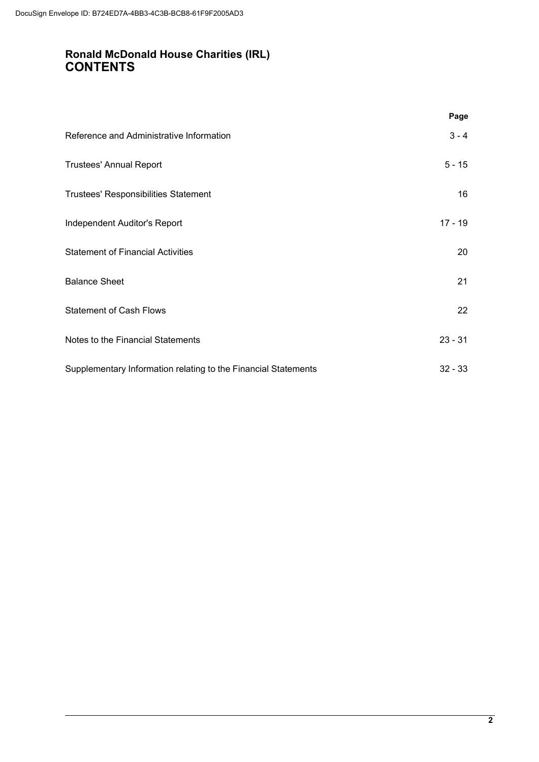# Ronald McDonald House Charities (IRL)
# CONTENTS

| | Page |
|---|---|
| Reference and Administrative Information | 3 - 4 |
| Trustees' Annual Report | 5 - 15 |
| Trustees' Responsibilities Statement | 16 |
| Independent Auditor's Report | 17 - 19 |
| Statement of Financial Activities | 20 |
| Balance Sheet | 21 |
| Statement of Cash Flows | 22 |
| Notes to the Financial Statements | 23 - 31 |
| Supplementary Information relating to the Financial Statements | 32 - 33 |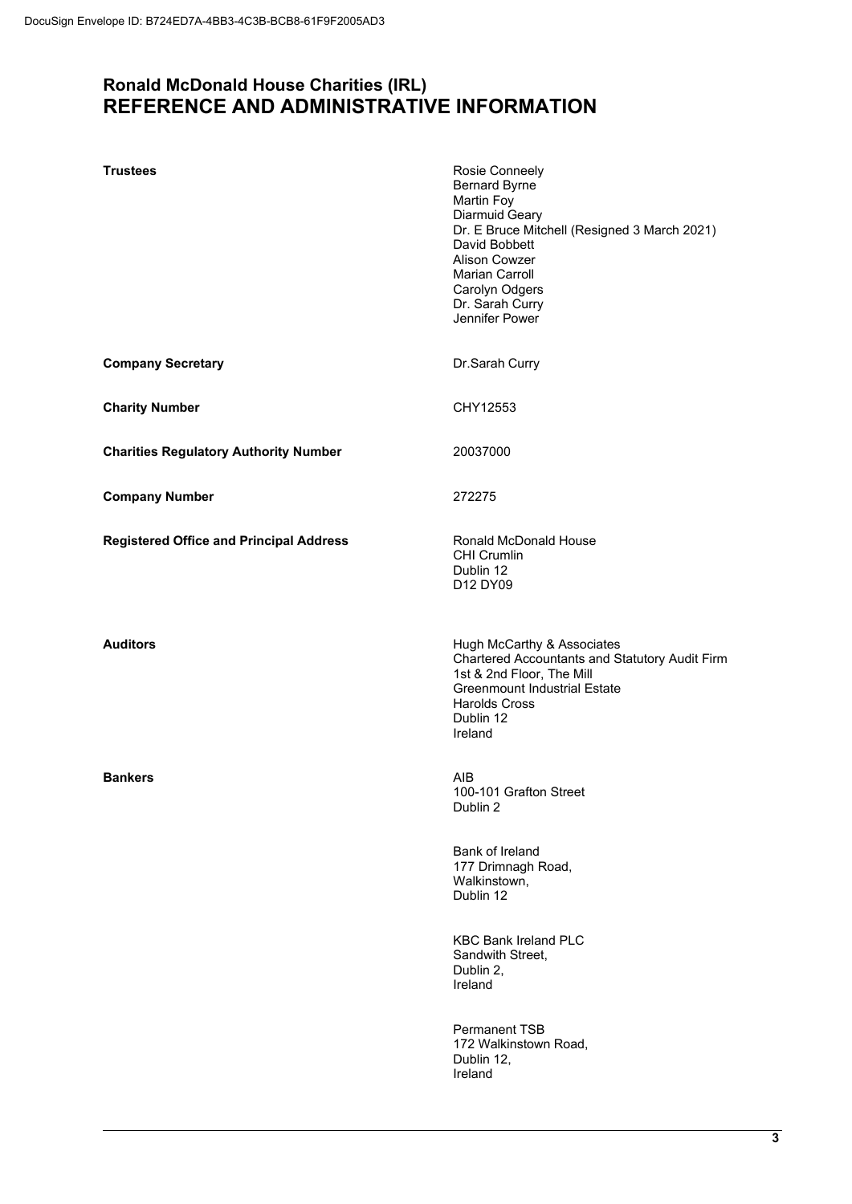# Ronald McDonald House Charities (IRL)
# REFERENCE AND ADMINISTRATIVE INFORMATION

| | |
|---|---|
| **Trustees** | Rosie Conneely<br>Bernard Byrne<br>Martin Foy<br>Diarmuid Geary<br>Dr. E Bruce Mitchell (Resigned 3 March 2021)<br>David Bobbett<br>Alison Cowzer<br>Marian Carroll<br>Carolyn Odgers<br>Dr. Sarah Curry<br>Jennifer Power |
| **Company Secretary** | Dr.Sarah Curry |
| **Charity Number** | CHY12553 |
| **Charities Regulatory Authority Number** | 20037000 |
| **Company Number** | 272275 |
| **Registered Office and Principal Address** | Ronald McDonald House<br>CHI Crumlin<br>Dublin 12<br>D12 DY09 |
| **Auditors** | Hugh McCarthy & Associates<br>Chartered Accountants and Statutory Audit Firm<br>1st & 2nd Floor, The Mill<br>Greenmount Industrial Estate<br>Harolds Cross<br>Dublin 12<br>Ireland |
| **Bankers** | AIB<br>100-101 Grafton Street<br>Dublin 2<br><br>Bank of Ireland<br>177 Drimnagh Road,<br>Walkinstown,<br>Dublin 12<br><br>KBC Bank Ireland PLC<br>Sandwith Street,<br>Dublin 2,<br>Ireland<br><br>Permanent TSB<br>172 Walkinstown Road,<br>Dublin 12,<br>Ireland |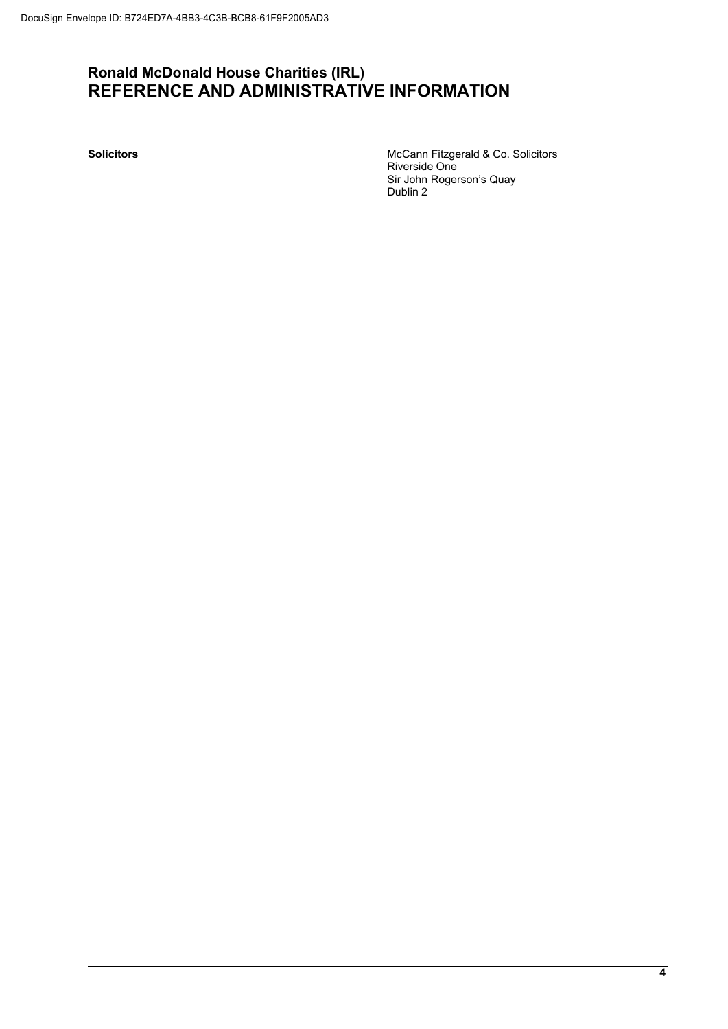## Ronald McDonald House Charities (IRL)
# REFERENCE AND ADMINISTRATIVE INFORMATION

| | |
|---|---|
| **Solicitors** | McCann Fitzgerald & Co. Solicitors<br>Riverside One<br>Sir John Rogerson's Quay<br>Dublin 2 |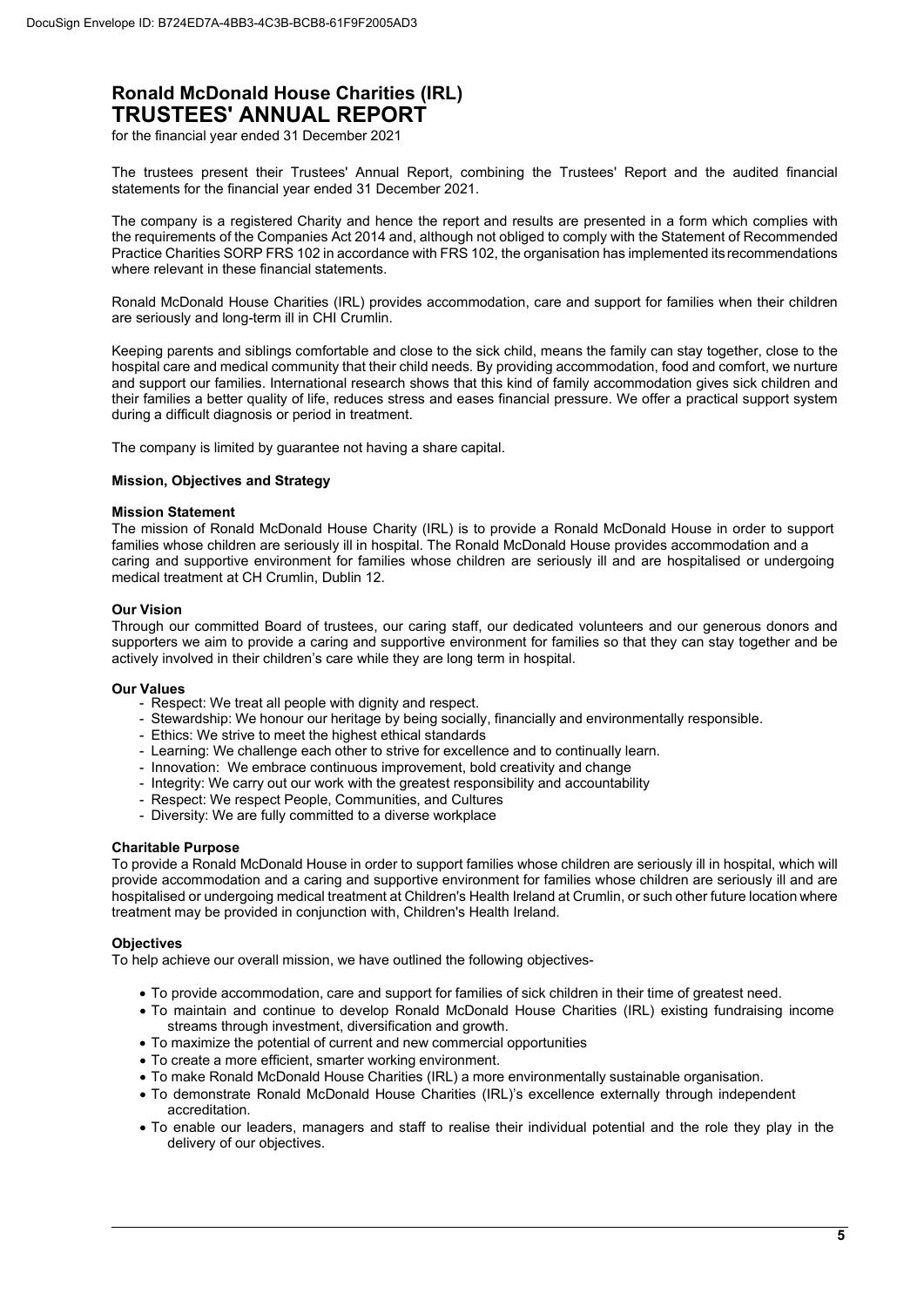# Ronald McDonald House Charities (IRL)
# TRUSTEES' ANNUAL REPORT

for the financial year ended 31 December 2021

The trustees present their Trustees' Annual Report, combining the Trustees' Report and the audited financial statements for the financial year ended 31 December 2021.

The company is a registered Charity and hence the report and results are presented in a form which complies with the requirements of the Companies Act 2014 and, although not obliged to comply with the Statement of Recommended Practice Charities SORP FRS 102 in accordance with FRS 102, the organisation has implemented its recommendations where relevant in these financial statements.

Ronald McDonald House Charities (IRL) provides accommodation, care and support for families when their children are seriously and long-term ill in CHI Crumlin.

Keeping parents and siblings comfortable and close to the sick child, means the family can stay together, close to the hospital care and medical community that their child needs. By providing accommodation, food and comfort, we nurture and support our families. International research shows that this kind of family accommodation gives sick children and their families a better quality of life, reduces stress and eases financial pressure. We offer a practical support system during a difficult diagnosis or period in treatment.

The company is limited by guarantee not having a share capital.

**Mission, Objectives and Strategy**

**Mission Statement**

The mission of Ronald McDonald House Charity (IRL) is to provide a Ronald McDonald House in order to support families whose children are seriously ill in hospital. The Ronald McDonald House provides accommodation and a caring and supportive environment for families whose children are seriously ill and are hospitalised or undergoing medical treatment at CH Crumlin, Dublin 12.

**Our Vision**

Through our committed Board of trustees, our caring staff, our dedicated volunteers and our generous donors and supporters we aim to provide a caring and supportive environment for families so that they can stay together and be actively involved in their children's care while they are long term in hospital.

**Our Values**

- Respect: We treat all people with dignity and respect.
- Stewardship: We honour our heritage by being socially, financially and environmentally responsible.
- Ethics: We strive to meet the highest ethical standards
- Learning: We challenge each other to strive for excellence and to continually learn.
- Innovation: We embrace continuous improvement, bold creativity and change
- Integrity: We carry out our work with the greatest responsibility and accountability
- Respect: We respect People, Communities, and Cultures
- Diversity: We are fully committed to a diverse workplace

**Charitable Purpose**

To provide a Ronald McDonald House in order to support families whose children are seriously ill in hospital, which will provide accommodation and a caring and supportive environment for families whose children are seriously ill and are hospitalised or undergoing medical treatment at Children's Health Ireland at Crumlin, or such other future location where treatment may be provided in conjunction with, Children's Health Ireland.

**Objectives**

To help achieve our overall mission, we have outlined the following objectives-

- To provide accommodation, care and support for families of sick children in their time of greatest need.
- To maintain and continue to develop Ronald McDonald House Charities (IRL) existing fundraising income streams through investment, diversification and growth.
- To maximize the potential of current and new commercial opportunities
- To create a more efficient, smarter working environment.
- To make Ronald McDonald House Charities (IRL) a more environmentally sustainable organisation.
- To demonstrate Ronald McDonald House Charities (IRL)'s excellence externally through independent accreditation.
- To enable our leaders, managers and staff to realise their individual potential and the role they play in the delivery of our objectives.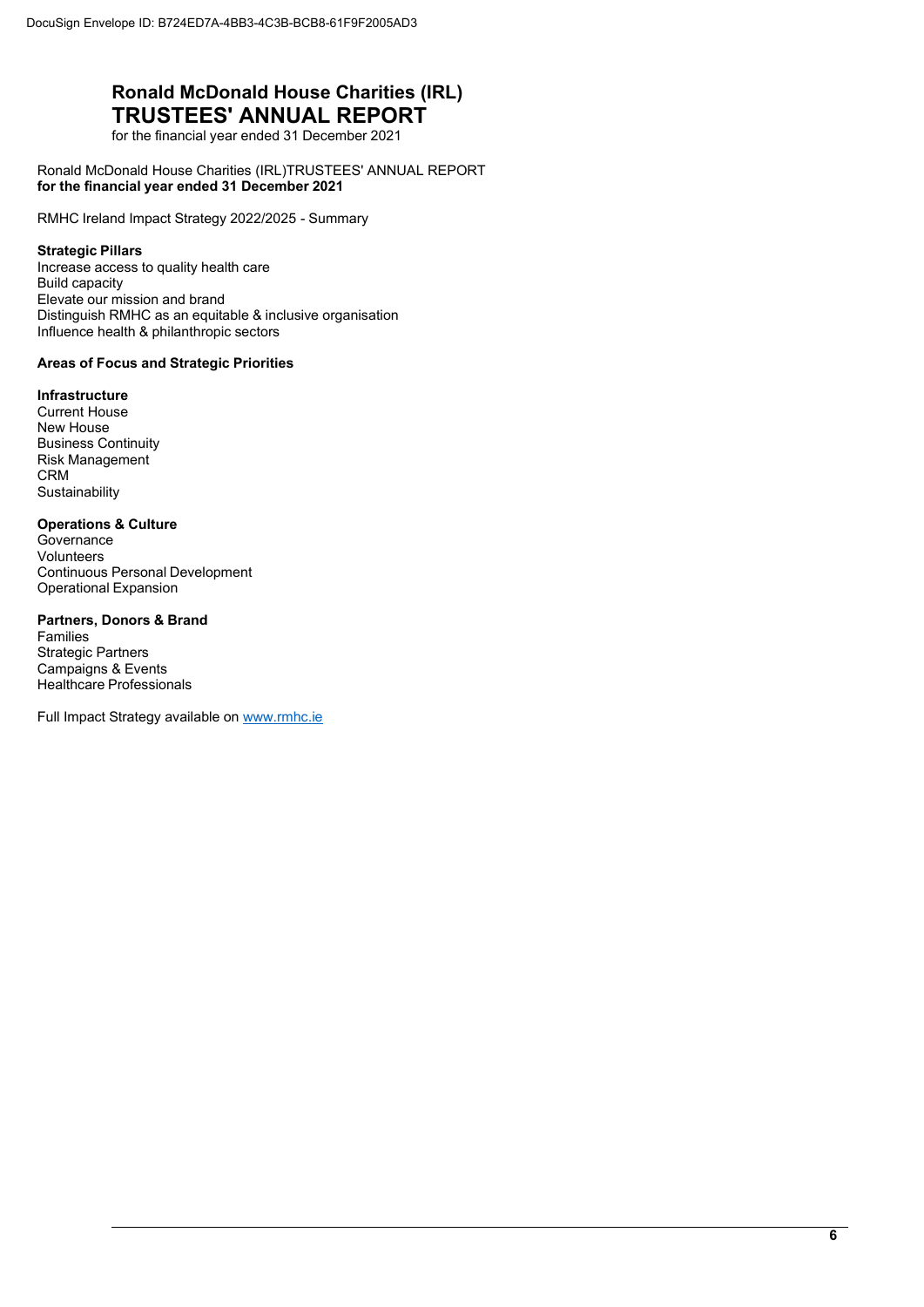Ronald McDonald House Charities (IRL)TRUSTEES' ANNUAL REPORT
**for the financial year ended 31 December 2021**

RMHC Ireland Impact Strategy 2022/2025 - Summary

**Strategic Pillars**
Increase access to quality health care
Build capacity
Elevate our mission and brand
Distinguish RMHC as an equitable & inclusive organisation
Influence health & philanthropic sectors

**Areas of Focus and Strategic Priorities**

**Infrastructure**
Current House
New House
Business Continuity
Risk Management
CRM
Sustainability

**Operations & Culture**
Governance
Volunteers
Continuous Personal Development
Operational Expansion

**Partners, Donors & Brand**
Families
Strategic Partners
Campaigns & Events
Healthcare Professionals

Full Impact Strategy available on www.rmhc.ie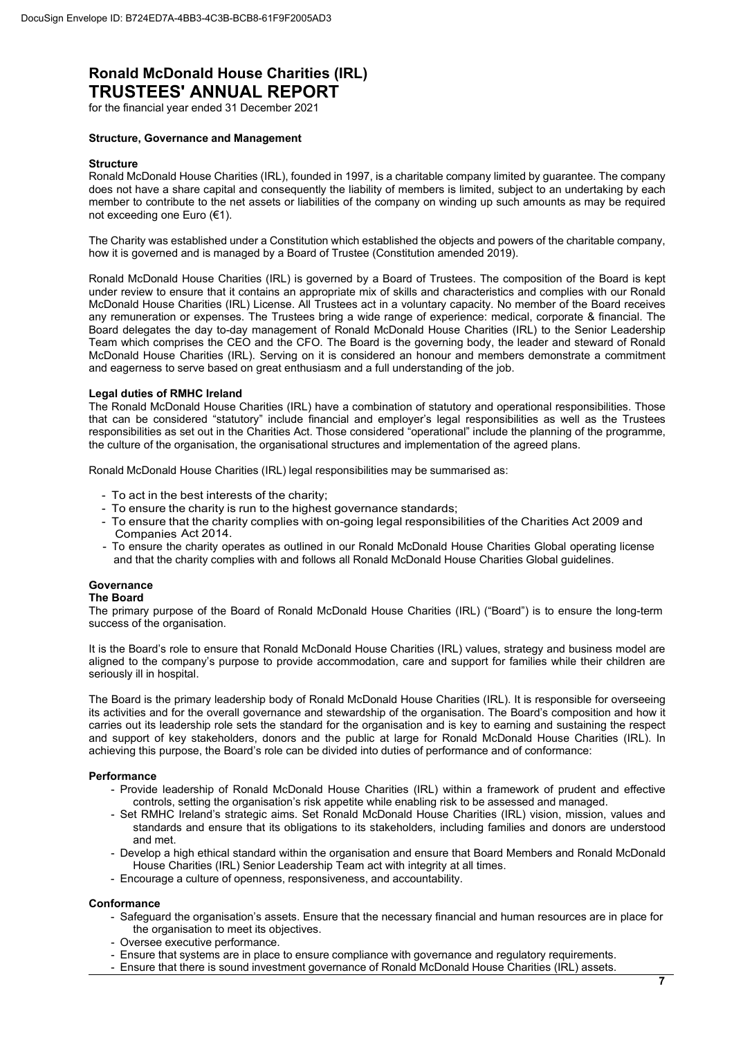# Ronald McDonald House Charities (IRL)
# TRUSTEES' ANNUAL REPORT

for the financial year ended 31 December 2021

## Structure, Governance and Management

### Structure

Ronald McDonald House Charities (IRL), founded in 1997, is a charitable company limited by guarantee. The company does not have a share capital and consequently the liability of members is limited, subject to an undertaking by each member to contribute to the net assets or liabilities of the company on winding up such amounts as may be required not exceeding one Euro (€1).

The Charity was established under a Constitution which established the objects and powers of the charitable company, how it is governed and is managed by a Board of Trustee (Constitution amended 2019).

Ronald McDonald House Charities (IRL) is governed by a Board of Trustees. The composition of the Board is kept under review to ensure that it contains an appropriate mix of skills and characteristics and complies with our Ronald McDonald House Charities (IRL) License. All Trustees act in a voluntary capacity. No member of the Board receives any remuneration or expenses. The Trustees bring a wide range of experience: medical, corporate & financial. The Board delegates the day to-day management of Ronald McDonald House Charities (IRL) to the Senior Leadership Team which comprises the CEO and the CFO. The Board is the governing body, the leader and steward of Ronald McDonald House Charities (IRL). Serving on it is considered an honour and members demonstrate a commitment and eagerness to serve based on great enthusiasm and a full understanding of the job.

### Legal duties of RMHC Ireland

The Ronald McDonald House Charities (IRL) have a combination of statutory and operational responsibilities. Those that can be considered "statutory" include financial and employer's legal responsibilities as well as the Trustees responsibilities as set out in the Charities Act. Those considered "operational" include the planning of the programme, the culture of the organisation, the organisational structures and implementation of the agreed plans.

Ronald McDonald House Charities (IRL) legal responsibilities may be summarised as:

- To act in the best interests of the charity;
- To ensure the charity is run to the highest governance standards;
- To ensure that the charity complies with on-going legal responsibilities of the Charities Act 2009 and Companies Act 2014.
- To ensure the charity operates as outlined in our Ronald McDonald House Charities Global operating license and that the charity complies with and follows all Ronald McDonald House Charities Global guidelines.

### Governance

#### The Board

The primary purpose of the Board of Ronald McDonald House Charities (IRL) ("Board") is to ensure the long-term success of the organisation.

It is the Board's role to ensure that Ronald McDonald House Charities (IRL) values, strategy and business model are aligned to the company's purpose to provide accommodation, care and support for families while their children are seriously ill in hospital.

The Board is the primary leadership body of Ronald McDonald House Charities (IRL). It is responsible for overseeing its activities and for the overall governance and stewardship of the organisation. The Board's composition and how it carries out its leadership role sets the standard for the organisation and is key to earning and sustaining the respect and support of key stakeholders, donors and the public at large for Ronald McDonald House Charities (IRL). In achieving this purpose, the Board's role can be divided into duties of performance and of conformance:

#### Performance

- Provide leadership of Ronald McDonald House Charities (IRL) within a framework of prudent and effective controls, setting the organisation's risk appetite while enabling risk to be assessed and managed.
- Set RMHC Ireland's strategic aims. Set Ronald McDonald House Charities (IRL) vision, mission, values and standards and ensure that its obligations to its stakeholders, including families and donors are understood and met.
- Develop a high ethical standard within the organisation and ensure that Board Members and Ronald McDonald House Charities (IRL) Senior Leadership Team act with integrity at all times.
- Encourage a culture of openness, responsiveness, and accountability.

#### Conformance

- Safeguard the organisation's assets. Ensure that the necessary financial and human resources are in place for the organisation to meet its objectives.
- Oversee executive performance.
- Ensure that systems are in place to ensure compliance with governance and regulatory requirements.
- Ensure that there is sound investment governance of Ronald McDonald House Charities (IRL) assets.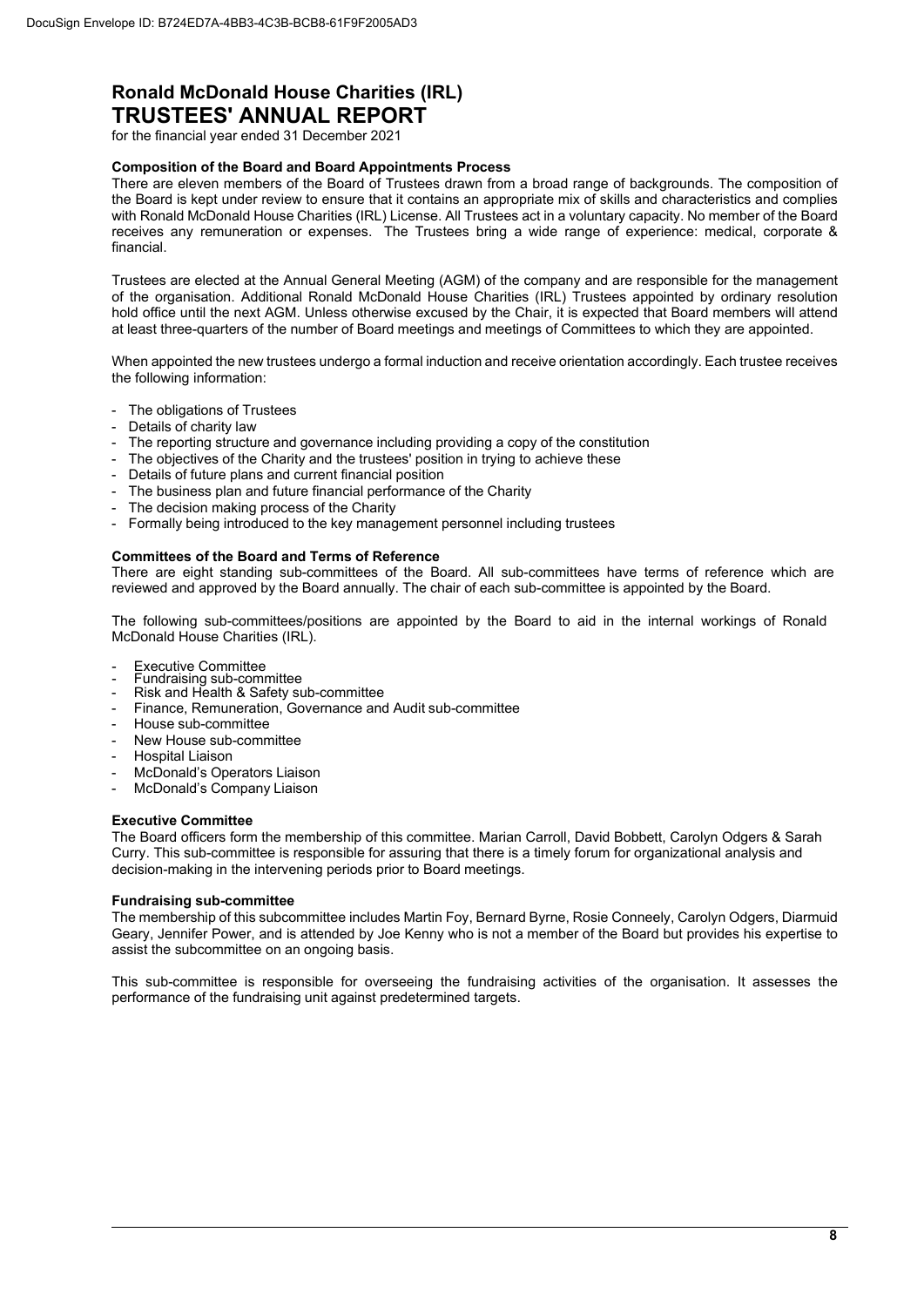# Ronald McDonald House Charities (IRL)
# TRUSTEES' ANNUAL REPORT

for the financial year ended 31 December 2021

**Composition of the Board and Board Appointments Process**

There are eleven members of the Board of Trustees drawn from a broad range of backgrounds. The composition of the Board is kept under review to ensure that it contains an appropriate mix of skills and characteristics and complies with Ronald McDonald House Charities (IRL) License. All Trustees act in a voluntary capacity. No member of the Board receives any remuneration or expenses. The Trustees bring a wide range of experience: medical, corporate & financial.

Trustees are elected at the Annual General Meeting (AGM) of the company and are responsible for the management of the organisation. Additional Ronald McDonald House Charities (IRL) Trustees appointed by ordinary resolution hold office until the next AGM. Unless otherwise excused by the Chair, it is expected that Board members will attend at least three-quarters of the number of Board meetings and meetings of Committees to which they are appointed.

When appointed the new trustees undergo a formal induction and receive orientation accordingly. Each trustee receives the following information:

- The obligations of Trustees
- Details of charity law
- The reporting structure and governance including providing a copy of the constitution
- The objectives of the Charity and the trustees' position in trying to achieve these
- Details of future plans and current financial position
- The business plan and future financial performance of the Charity
- The decision making process of the Charity
- Formally being introduced to the key management personnel including trustees

**Committees of the Board and Terms of Reference**

There are eight standing sub-committees of the Board. All sub-committees have terms of reference which are reviewed and approved by the Board annually. The chair of each sub-committee is appointed by the Board.

The following sub-committees/positions are appointed by the Board to aid in the internal workings of Ronald McDonald House Charities (IRL).

- Executive Committee
- Fundraising sub-committee
- Risk and Health & Safety sub-committee
- Finance, Remuneration, Governance and Audit sub-committee
- House sub-committee
- New House sub-committee
- Hospital Liaison
- McDonald's Operators Liaison
- McDonald's Company Liaison

**Executive Committee**

The Board officers form the membership of this committee. Marian Carroll, David Bobbett, Carolyn Odgers & Sarah Curry. This sub-committee is responsible for assuring that there is a timely forum for organizational analysis and decision-making in the intervening periods prior to Board meetings.

**Fundraising sub-committee**

The membership of this subcommittee includes Martin Foy, Bernard Byrne, Rosie Conneely, Carolyn Odgers, Diarmuid Geary, Jennifer Power, and is attended by Joe Kenny who is not a member of the Board but provides his expertise to assist the subcommittee on an ongoing basis.

This sub-committee is responsible for overseeing the fundraising activities of the organisation. It assesses the performance of the fundraising unit against predetermined targets.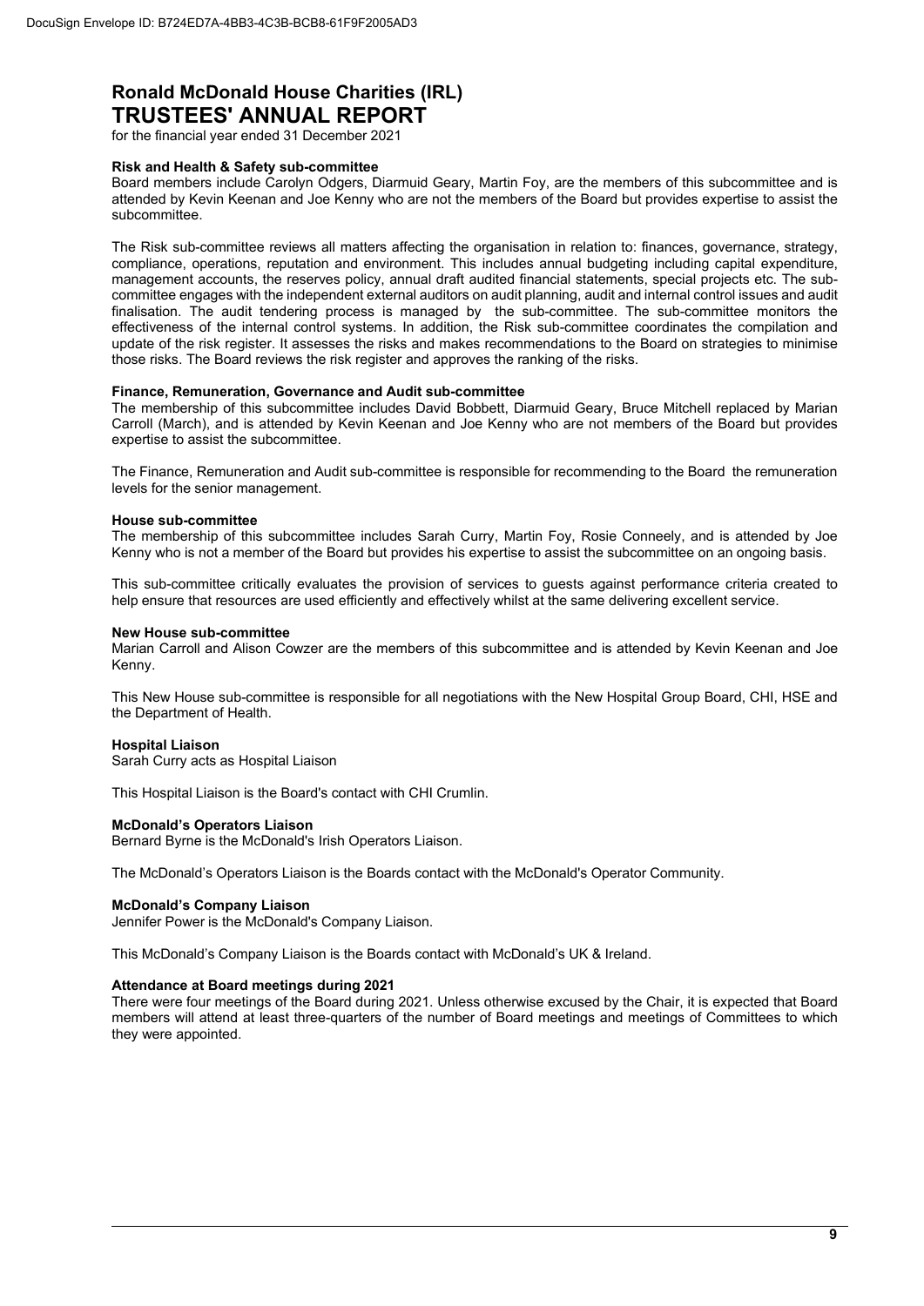# Ronald McDonald House Charities (IRL)
# TRUSTEES' ANNUAL REPORT

for the financial year ended 31 December 2021

**Risk and Health & Safety sub-committee**

Board members include Carolyn Odgers, Diarmuid Geary, Martin Foy, are the members of this subcommittee and is attended by Kevin Keenan and Joe Kenny who are not the members of the Board but provides expertise to assist the subcommittee.

The Risk sub-committee reviews all matters affecting the organisation in relation to: finances, governance, strategy, compliance, operations, reputation and environment. This includes annual budgeting including capital expenditure, management accounts, the reserves policy, annual draft audited financial statements, special projects etc. The sub-committee engages with the independent external auditors on audit planning, audit and internal control issues and audit finalisation. The audit tendering process is managed by the sub-committee. The sub-committee monitors the effectiveness of the internal control systems. In addition, the Risk sub-committee coordinates the compilation and update of the risk register. It assesses the risks and makes recommendations to the Board on strategies to minimise those risks. The Board reviews the risk register and approves the ranking of the risks.

**Finance, Remuneration, Governance and Audit sub-committee**

The membership of this subcommittee includes David Bobbett, Diarmuid Geary, Bruce Mitchell replaced by Marian Carroll (March), and is attended by Kevin Keenan and Joe Kenny who are not members of the Board but provides expertise to assist the subcommittee.

The Finance, Remuneration and Audit sub-committee is responsible for recommending to the Board the remuneration levels for the senior management.

**House sub-committee**

The membership of this subcommittee includes Sarah Curry, Martin Foy, Rosie Conneely, and is attended by Joe Kenny who is not a member of the Board but provides his expertise to assist the subcommittee on an ongoing basis.

This sub-committee critically evaluates the provision of services to guests against performance criteria created to help ensure that resources are used efficiently and effectively whilst at the same delivering excellent service.

**New House sub-committee**

Marian Carroll and Alison Cowzer are the members of this subcommittee and is attended by Kevin Keenan and Joe Kenny.

This New House sub-committee is responsible for all negotiations with the New Hospital Group Board, CHI, HSE and the Department of Health.

**Hospital Liaison**

Sarah Curry acts as Hospital Liaison

This Hospital Liaison is the Board's contact with CHI Crumlin.

**McDonald's Operators Liaison**

Bernard Byrne is the McDonald's Irish Operators Liaison.

The McDonald's Operators Liaison is the Boards contact with the McDonald's Operator Community.

**McDonald's Company Liaison**

Jennifer Power is the McDonald's Company Liaison.

This McDonald's Company Liaison is the Boards contact with McDonald's UK & Ireland.

**Attendance at Board meetings during 2021**

There were four meetings of the Board during 2021. Unless otherwise excused by the Chair, it is expected that Board members will attend at least three-quarters of the number of Board meetings and meetings of Committees to which they were appointed.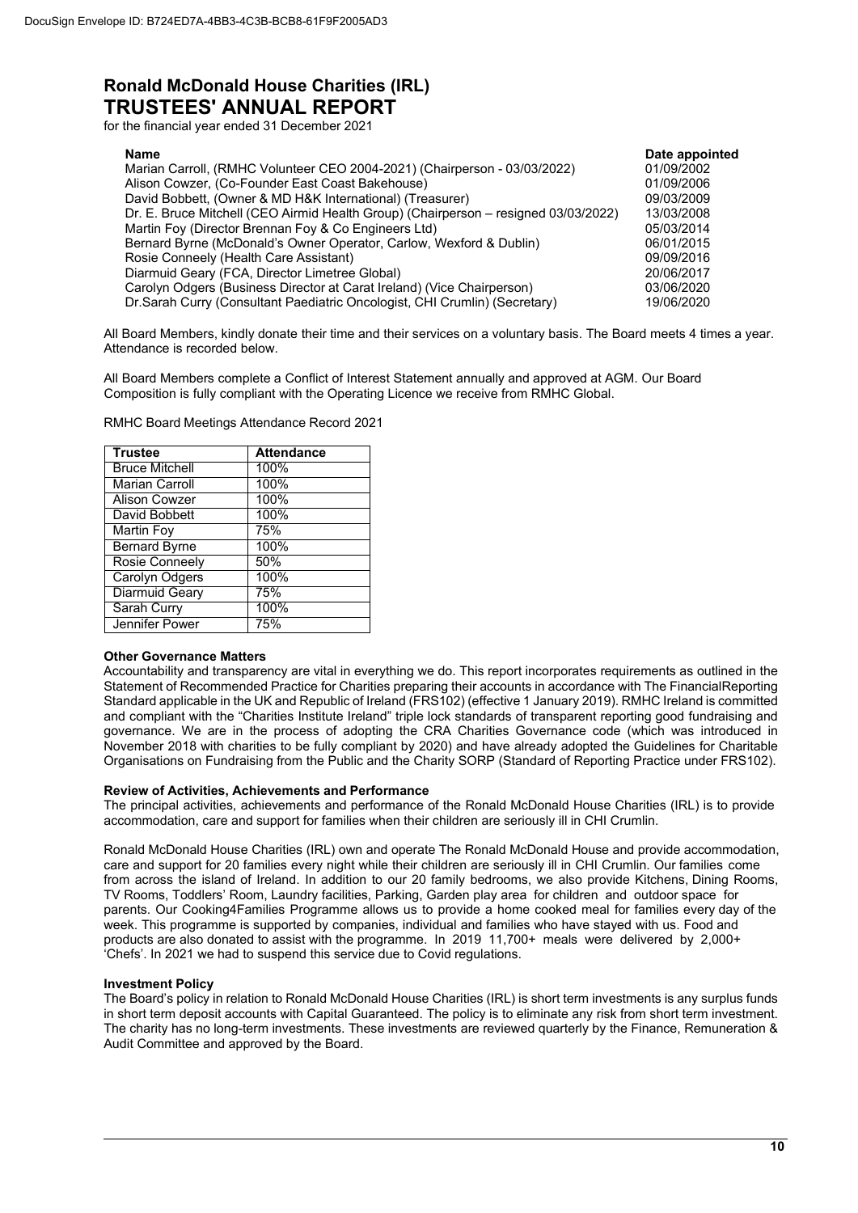# Ronald McDonald House Charities (IRL)
# TRUSTEES' ANNUAL REPORT

for the financial year ended 31 December 2021

| Name | Date appointed |
|---|---|
| Marian Carroll, (RMHC Volunteer CEO 2004-2021) (Chairperson - 03/03/2022) | 01/09/2002 |
| Alison Cowzer, (Co-Founder East Coast Bakehouse) | 01/09/2006 |
| David Bobbett, (Owner & MD H&K International) (Treasurer) | 09/03/2009 |
| Dr. E. Bruce Mitchell (CEO Airmid Health Group) (Chairperson – resigned 03/03/2022) | 13/03/2008 |
| Martin Foy (Director Brennan Foy & Co Engineers Ltd) | 05/03/2014 |
| Bernard Byrne (McDonald's Owner Operator, Carlow, Wexford & Dublin) | 06/01/2015 |
| Rosie Conneely (Health Care Assistant) | 09/09/2016 |
| Diarmuid Geary (FCA, Director Limetree Global) | 20/06/2017 |
| Carolyn Odgers (Business Director at Carat Ireland) (Vice Chairperson) | 03/06/2020 |
| Dr.Sarah Curry (Consultant Paediatric Oncologist, CHI Crumlin) (Secretary) | 19/06/2020 |

All Board Members, kindly donate their time and their services on a voluntary basis. The Board meets 4 times a year. Attendance is recorded below.

All Board Members complete a Conflict of Interest Statement annually and approved at AGM. Our Board Composition is fully compliant with the Operating Licence we receive from RMHC Global.

RMHC Board Meetings Attendance Record 2021

| Trustee | Attendance |
|---|---|
| Bruce Mitchell | 100% |
| Marian Carroll | 100% |
| Alison Cowzer | 100% |
| David Bobbett | 100% |
| Martin Foy | 75% |
| Bernard Byrne | 100% |
| Rosie Conneely | 50% |
| Carolyn Odgers | 100% |
| Diarmuid Geary | 75% |
| Sarah Curry | 100% |
| Jennifer Power | 75% |

**Other Governance Matters**

Accountability and transparency are vital in everything we do. This report incorporates requirements as outlined in the Statement of Recommended Practice for Charities preparing their accounts in accordance with The FinancialReporting Standard applicable in the UK and Republic of Ireland (FRS102) (effective 1 January 2019). RMHC Ireland is committed and compliant with the "Charities Institute Ireland" triple lock standards of transparent reporting good fundraising and governance. We are in the process of adopting the CRA Charities Governance code (which was introduced in November 2018 with charities to be fully compliant by 2020) and have already adopted the Guidelines for Charitable Organisations on Fundraising from the Public and the Charity SORP (Standard of Reporting Practice under FRS102).

**Review of Activities, Achievements and Performance**

The principal activities, achievements and performance of the Ronald McDonald House Charities (IRL) is to provide accommodation, care and support for families when their children are seriously ill in CHI Crumlin.

Ronald McDonald House Charities (IRL) own and operate The Ronald McDonald House and provide accommodation, care and support for 20 families every night while their children are seriously ill in CHI Crumlin. Our families come from across the island of Ireland. In addition to our 20 family bedrooms, we also provide Kitchens, Dining Rooms, TV Rooms, Toddlers' Room, Laundry facilities, Parking, Garden play area for children and outdoor space for parents. Our Cooking4Families Programme allows us to provide a home cooked meal for families every day of the week. This programme is supported by companies, individual and families who have stayed with us. Food and products are also donated to assist with the programme. In 2019 11,700+ meals were delivered by 2,000+ 'Chefs'. In 2021 we had to suspend this service due to Covid regulations.

**Investment Policy**

The Board's policy in relation to Ronald McDonald House Charities (IRL) is short term investments is any surplus funds in short term deposit accounts with Capital Guaranteed. The policy is to eliminate any risk from short term investment. The charity has no long-term investments. These investments are reviewed quarterly by the Finance, Remuneration & Audit Committee and approved by the Board.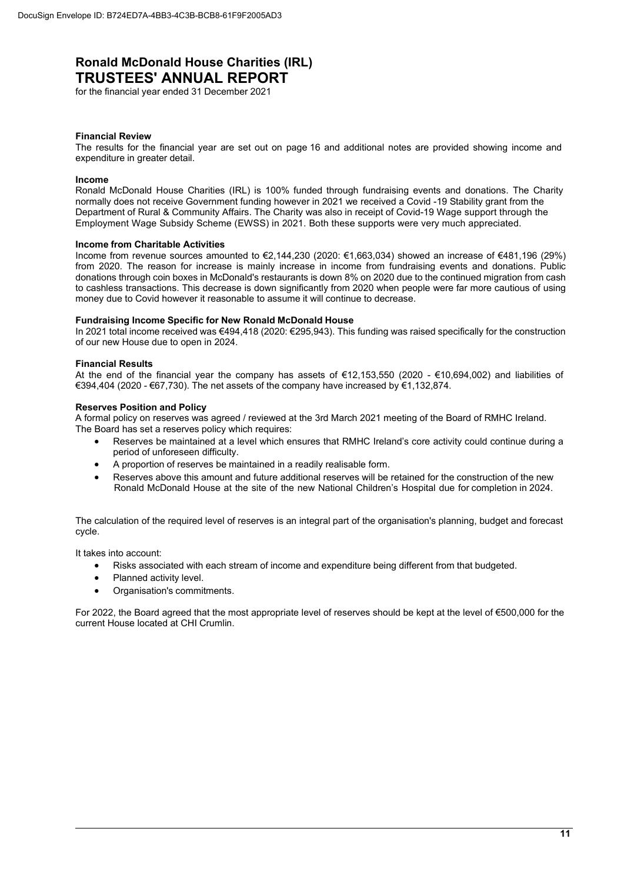# Ronald McDonald House Charities (IRL)
# TRUSTEES' ANNUAL REPORT

for the financial year ended 31 December 2021

**Financial Review**

The results for the financial year are set out on page 16 and additional notes are provided showing income and expenditure in greater detail.

**Income**

Ronald McDonald House Charities (IRL) is 100% funded through fundraising events and donations. The Charity normally does not receive Government funding however in 2021 we received a Covid -19 Stability grant from the Department of Rural & Community Affairs. The Charity was also in receipt of Covid-19 Wage support through the Employment Wage Subsidy Scheme (EWSS) in 2021. Both these supports were very much appreciated.

**Income from Charitable Activities**

Income from revenue sources amounted to €2,144,230 (2020: €1,663,034) showed an increase of €481,196 (29%) from 2020. The reason for increase is mainly increase in income from fundraising events and donations. Public donations through coin boxes in McDonald's restaurants is down 8% on 2020 due to the continued migration from cash to cashless transactions. This decrease is down significantly from 2020 when people were far more cautious of using money due to Covid however it reasonable to assume it will continue to decrease.

**Fundraising Income Specific for New Ronald McDonald House**

In 2021 total income received was €494,418 (2020: €295,943). This funding was raised specifically for the construction of our new House due to open in 2024.

**Financial Results**

At the end of the financial year the company has assets of €12,153,550 (2020 - €10,694,002) and liabilities of €394,404 (2020 - €67,730). The net assets of the company have increased by €1,132,874.

**Reserves Position and Policy**

A formal policy on reserves was agreed / reviewed at the 3rd March 2021 meeting of the Board of RMHC Ireland.
The Board has set a reserves policy which requires:

- Reserves be maintained at a level which ensures that RMHC Ireland's core activity could continue during a period of unforeseen difficulty.
- A proportion of reserves be maintained in a readily realisable form.
- Reserves above this amount and future additional reserves will be retained for the construction of the new Ronald McDonald House at the site of the new National Children's Hospital due for completion in 2024.

The calculation of the required level of reserves is an integral part of the organisation's planning, budget and forecast cycle.

It takes into account:

- Risks associated with each stream of income and expenditure being different from that budgeted.
- Planned activity level.
- Organisation's commitments.

For 2022, the Board agreed that the most appropriate level of reserves should be kept at the level of €500,000 for the current House located at CHI Crumlin.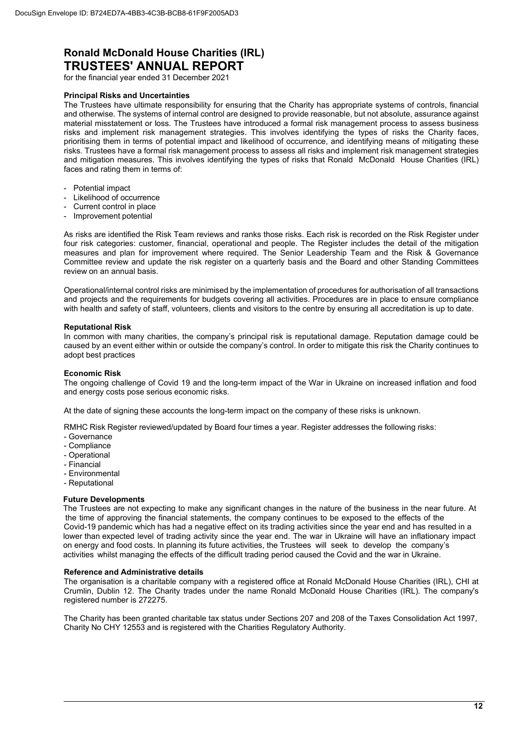# Ronald McDonald House Charities (IRL)
# TRUSTEES' ANNUAL REPORT

for the financial year ended 31 December 2021

### Principal Risks and Uncertainties

The Trustees have ultimate responsibility for ensuring that the Charity has appropriate systems of controls, financial and otherwise. The systems of internal control are designed to provide reasonable, but not absolute, assurance against material misstatement or loss. The Trustees have introduced a formal risk management process to assess business risks and implement risk management strategies. This involves identifying the types of risks the Charity faces, prioritising them in terms of potential impact and likelihood of occurrence, and identifying means of mitigating these risks. Trustees have a formal risk management process to assess all risks and implement risk management strategies and mitigation measures. This involves identifying the types of risks that Ronald McDonald House Charities (IRL) faces and rating them in terms of:

- Potential impact
- Likelihood of occurrence
- Current control in place
- Improvement potential

As risks are identified the Risk Team reviews and ranks those risks. Each risk is recorded on the Risk Register under four risk categories: customer, financial, operational and people. The Register includes the detail of the mitigation measures and plan for improvement where required. The Senior Leadership Team and the Risk & Governance Committee review and update the risk register on a quarterly basis and the Board and other Standing Committees review on an annual basis.

Operational/internal control risks are minimised by the implementation of procedures for authorisation of all transactions and projects and the requirements for budgets covering all activities. Procedures are in place to ensure compliance with health and safety of staff, volunteers, clients and visitors to the centre by ensuring all accreditation is up to date.

### Reputational Risk

In common with many charities, the company's principal risk is reputational damage. Reputation damage could be caused by an event either within or outside the company's control. In order to mitigate this risk the Charity continues to adopt best practices

### Economic Risk

The ongoing challenge of Covid 19 and the long-term impact of the War in Ukraine on increased inflation and food and energy costs pose serious economic risks.

At the date of signing these accounts the long-term impact on the company of these risks is unknown.

RMHC Risk Register reviewed/updated by Board four times a year. Register addresses the following risks:

- Governance
- Compliance
- Operational
- Financial
- Environmental
- Reputational

### Future Developments

The Trustees are not expecting to make any significant changes in the nature of the business in the near future. At the time of approving the financial statements, the company continues to be exposed to the effects of the Covid-19 pandemic which has had a negative effect on its trading activities since the year end and has resulted in a lower than expected level of trading activity since the year end. The war in Ukraine will have an inflationary impact on energy and food costs. In planning its future activities, the Trustees will seek to develop the company's activities whilst managing the effects of the difficult trading period caused the Covid and the war in Ukraine.

### Reference and Administrative details

The organisation is a charitable company with a registered office at Ronald McDonald House Charities (IRL), CHI at Crumlin, Dublin 12. The Charity trades under the name Ronald McDonald House Charities (IRL). The company's registered number is 272275.

The Charity has been granted charitable tax status under Sections 207 and 208 of the Taxes Consolidation Act 1997, Charity No CHY 12553 and is registered with the Charities Regulatory Authority.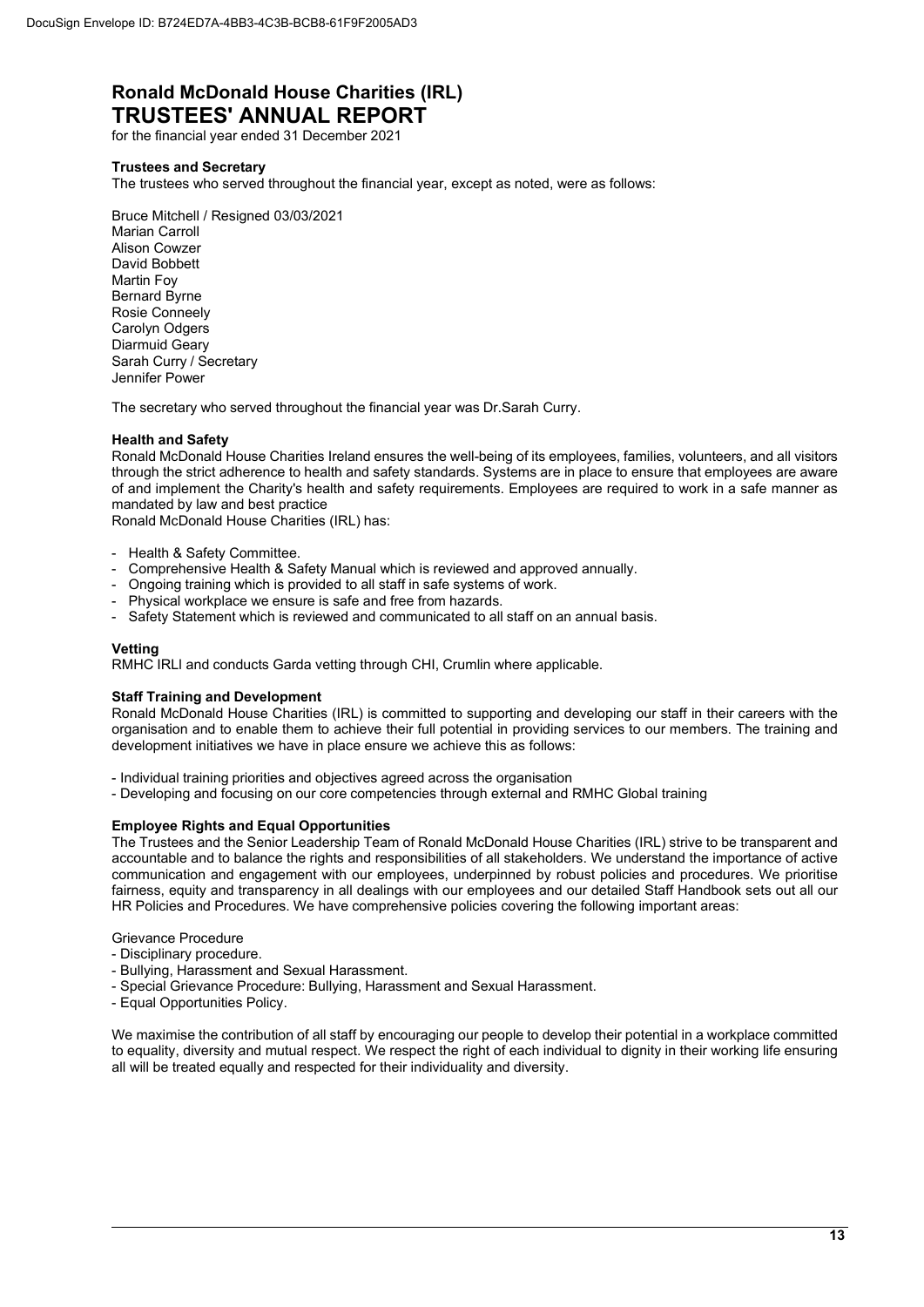# Ronald McDonald House Charities (IRL)
# TRUSTEES' ANNUAL REPORT

for the financial year ended 31 December 2021

### Trustees and Secretary

The trustees who served throughout the financial year, except as noted, were as follows:

Bruce Mitchell / Resigned 03/03/2021
Marian Carroll
Alison Cowzer
David Bobbett
Martin Foy
Bernard Byrne
Rosie Conneely
Carolyn Odgers
Diarmuid Geary
Sarah Curry / Secretary
Jennifer Power

The secretary who served throughout the financial year was Dr.Sarah Curry.

### Health and Safety

Ronald McDonald House Charities Ireland ensures the well-being of its employees, families, volunteers, and all visitors through the strict adherence to health and safety standards. Systems are in place to ensure that employees are aware of and implement the Charity's health and safety requirements. Employees are required to work in a safe manner as mandated by law and best practice

Ronald McDonald House Charities (IRL) has:

- Health & Safety Committee.
- Comprehensive Health & Safety Manual which is reviewed and approved annually.
- Ongoing training which is provided to all staff in safe systems of work.
- Physical workplace we ensure is safe and free from hazards.
- Safety Statement which is reviewed and communicated to all staff on an annual basis.

### Vetting

RMHC IRLl and conducts Garda vetting through CHI, Crumlin where applicable.

### Staff Training and Development

Ronald McDonald House Charities (IRL) is committed to supporting and developing our staff in their careers with the organisation and to enable them to achieve their full potential in providing services to our members. The training and development initiatives we have in place ensure we achieve this as follows:

- Individual training priorities and objectives agreed across the organisation
- Developing and focusing on our core competencies through external and RMHC Global training

### Employee Rights and Equal Opportunities

The Trustees and the Senior Leadership Team of Ronald McDonald House Charities (IRL) strive to be transparent and accountable and to balance the rights and responsibilities of all stakeholders. We understand the importance of active communication and engagement with our employees, underpinned by robust policies and procedures. We prioritise fairness, equity and transparency in all dealings with our employees and our detailed Staff Handbook sets out all our HR Policies and Procedures. We have comprehensive policies covering the following important areas:

Grievance Procedure
- Disciplinary procedure.
- Bullying, Harassment and Sexual Harassment.
- Special Grievance Procedure: Bullying, Harassment and Sexual Harassment.
- Equal Opportunities Policy.

We maximise the contribution of all staff by encouraging our people to develop their potential in a workplace committed to equality, diversity and mutual respect. We respect the right of each individual to dignity in their working life ensuring all will be treated equally and respected for their individuality and diversity.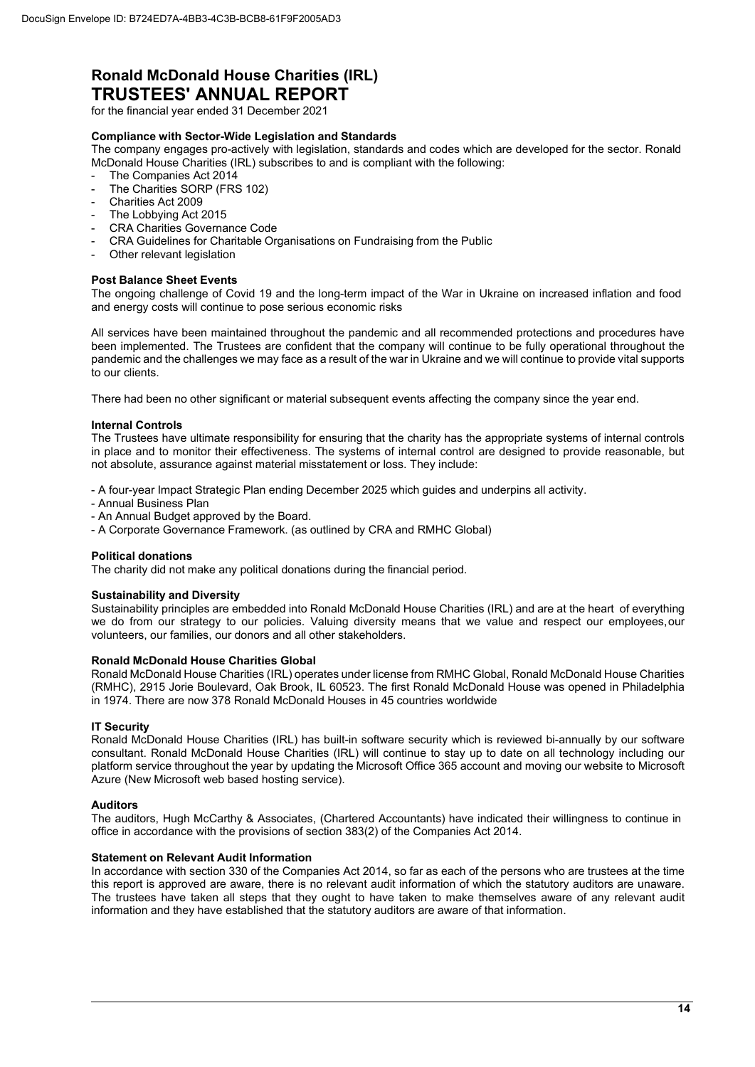# Ronald McDonald House Charities (IRL)
# TRUSTEES' ANNUAL REPORT

for the financial year ended 31 December 2021

### Compliance with Sector-Wide Legislation and Standards

The company engages pro-actively with legislation, standards and codes which are developed for the sector. Ronald McDonald House Charities (IRL) subscribes to and is compliant with the following:

- The Companies Act 2014
- The Charities SORP (FRS 102)
- Charities Act 2009
- The Lobbying Act 2015
- CRA Charities Governance Code
- CRA Guidelines for Charitable Organisations on Fundraising from the Public
- Other relevant legislation

### Post Balance Sheet Events

The ongoing challenge of Covid 19 and the long-term impact of the War in Ukraine on increased inflation and food and energy costs will continue to pose serious economic risks

All services have been maintained throughout the pandemic and all recommended protections and procedures have been implemented. The Trustees are confident that the company will continue to be fully operational throughout the pandemic and the challenges we may face as a result of the war in Ukraine and we will continue to provide vital supports to our clients.

There had been no other significant or material subsequent events affecting the company since the year end.

### Internal Controls

The Trustees have ultimate responsibility for ensuring that the charity has the appropriate systems of internal controls in place and to monitor their effectiveness. The systems of internal control are designed to provide reasonable, but not absolute, assurance against material misstatement or loss. They include:

- A four-year Impact Strategic Plan ending December 2025 which guides and underpins all activity.
- Annual Business Plan
- An Annual Budget approved by the Board.
- A Corporate Governance Framework. (as outlined by CRA and RMHC Global)

### Political donations

The charity did not make any political donations during the financial period.

### Sustainability and Diversity

Sustainability principles are embedded into Ronald McDonald House Charities (IRL) and are at the heart of everything we do from our strategy to our policies. Valuing diversity means that we value and respect our employees, our volunteers, our families, our donors and all other stakeholders.

### Ronald McDonald House Charities Global

Ronald McDonald House Charities (IRL) operates under license from RMHC Global, Ronald McDonald House Charities (RMHC), 2915 Jorie Boulevard, Oak Brook, IL 60523. The first Ronald McDonald House was opened in Philadelphia in 1974. There are now 378 Ronald McDonald Houses in 45 countries worldwide

### IT Security

Ronald McDonald House Charities (IRL) has built-in software security which is reviewed bi-annually by our software consultant. Ronald McDonald House Charities (IRL) will continue to stay up to date on all technology including our platform service throughout the year by updating the Microsoft Office 365 account and moving our website to Microsoft Azure (New Microsoft web based hosting service).

### Auditors

The auditors, Hugh McCarthy & Associates, (Chartered Accountants) have indicated their willingness to continue in office in accordance with the provisions of section 383(2) of the Companies Act 2014.

### Statement on Relevant Audit Information

In accordance with section 330 of the Companies Act 2014, so far as each of the persons who are trustees at the time this report is approved are aware, there is no relevant audit information of which the statutory auditors are unaware. The trustees have taken all steps that they ought to have taken to make themselves aware of any relevant audit information and they have established that the statutory auditors are aware of that information.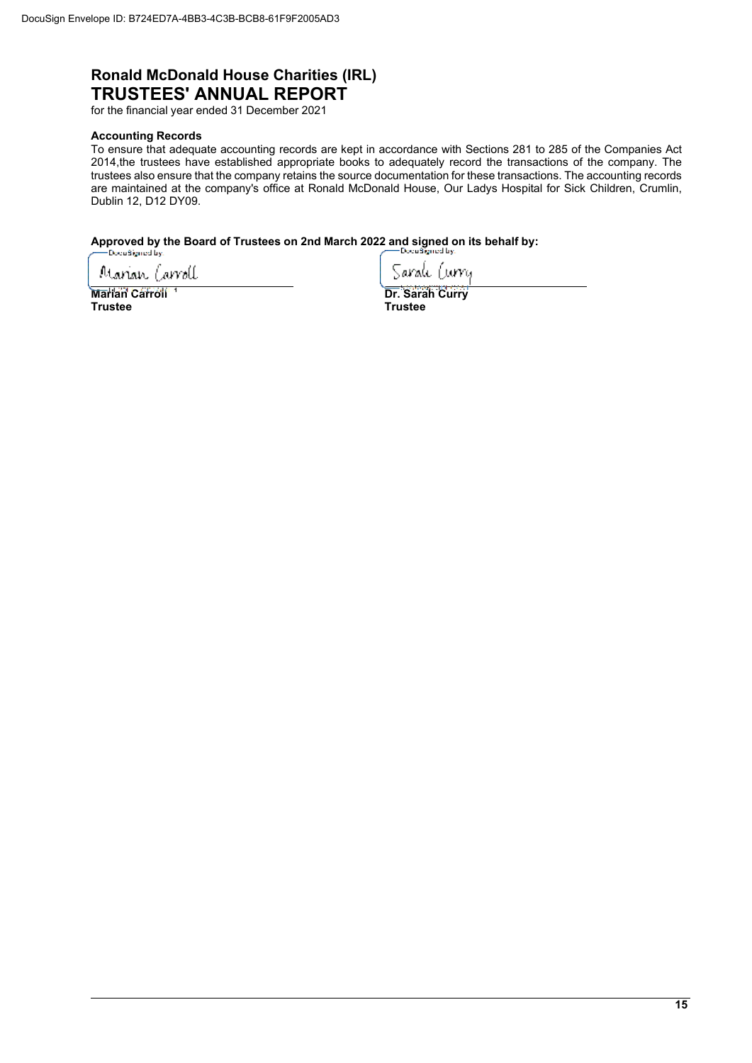# Ronald McDonald House Charities (IRL)
## TRUSTEES' ANNUAL REPORT

for the financial year ended 31 December 2021

**Accounting Records**

To ensure that adequate accounting records are kept in accordance with Sections 281 to 285 of the Companies Act 2014,the trustees have established appropriate books to adequately record the transactions of the company. The trustees also ensure that the company retains the source documentation for these transactions. The accounting records are maintained at the company's office at Ronald McDonald House, Our Ladys Hospital for Sick Children, Crumlin, Dublin 12, D12 DY09.

**Approved by the Board of Trustees on 2nd March 2022 and signed on its behalf by:**

| | |
|---|---|
| DocuSigned by: Marian Carroll | DocuSigned by: Sarah Curry |
| **Marian Carroll** | **Dr. Sarah Curry** |
| **Trustee** | **Trustee** |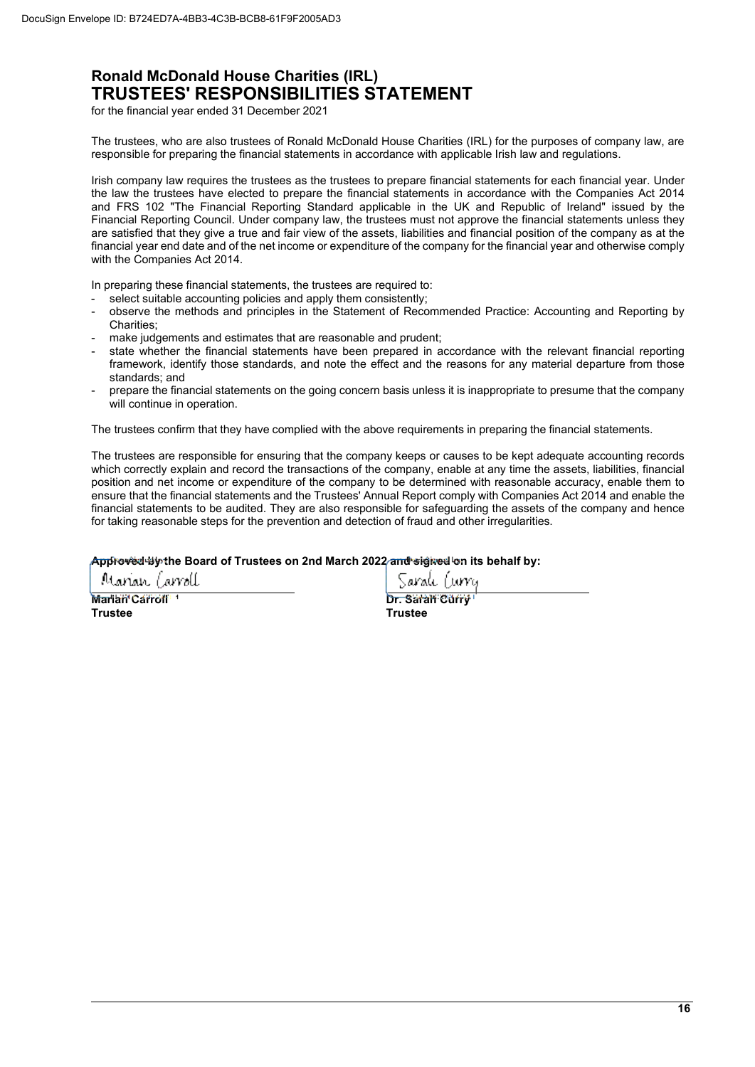# Ronald McDonald House Charities (IRL)
## TRUSTEES' RESPONSIBILITIES STATEMENT

for the financial year ended 31 December 2021

The trustees, who are also trustees of Ronald McDonald House Charities (IRL) for the purposes of company law, are responsible for preparing the financial statements in accordance with applicable Irish law and regulations.

Irish company law requires the trustees as the trustees to prepare financial statements for each financial year. Under the law the trustees have elected to prepare the financial statements in accordance with the Companies Act 2014 and FRS 102 "The Financial Reporting Standard applicable in the UK and Republic of Ireland" issued by the Financial Reporting Council. Under company law, the trustees must not approve the financial statements unless they are satisfied that they give a true and fair view of the assets, liabilities and financial position of the company as at the financial year end date and of the net income or expenditure of the company for the financial year and otherwise comply with the Companies Act 2014.

In preparing these financial statements, the trustees are required to:

- select suitable accounting policies and apply them consistently;
- observe the methods and principles in the Statement of Recommended Practice: Accounting and Reporting by Charities;
- make judgements and estimates that are reasonable and prudent;
- state whether the financial statements have been prepared in accordance with the relevant financial reporting framework, identify those standards, and note the effect and the reasons for any material departure from those standards; and
- prepare the financial statements on the going concern basis unless it is inappropriate to presume that the company will continue in operation.

The trustees confirm that they have complied with the above requirements in preparing the financial statements.

The trustees are responsible for ensuring that the company keeps or causes to be kept adequate accounting records which correctly explain and record the transactions of the company, enable at any time the assets, liabilities, financial position and net income or expenditure of the company to be determined with reasonable accuracy, enable them to ensure that the financial statements and the Trustees' Annual Report comply with Companies Act 2014 and enable the financial statements to be audited. They are also responsible for safeguarding the assets of the company and hence for taking reasonable steps for the prevention and detection of fraud and other irregularities.

**Approved by the Board of Trustees on 2nd March 2022 and signed on its behalf by:**

| | |
|---|---|
| Marian Carroll | Sarah Curry |
| **Marian Carroll** | **Dr. Sarah Curry** |
| **Trustee** | **Trustee** |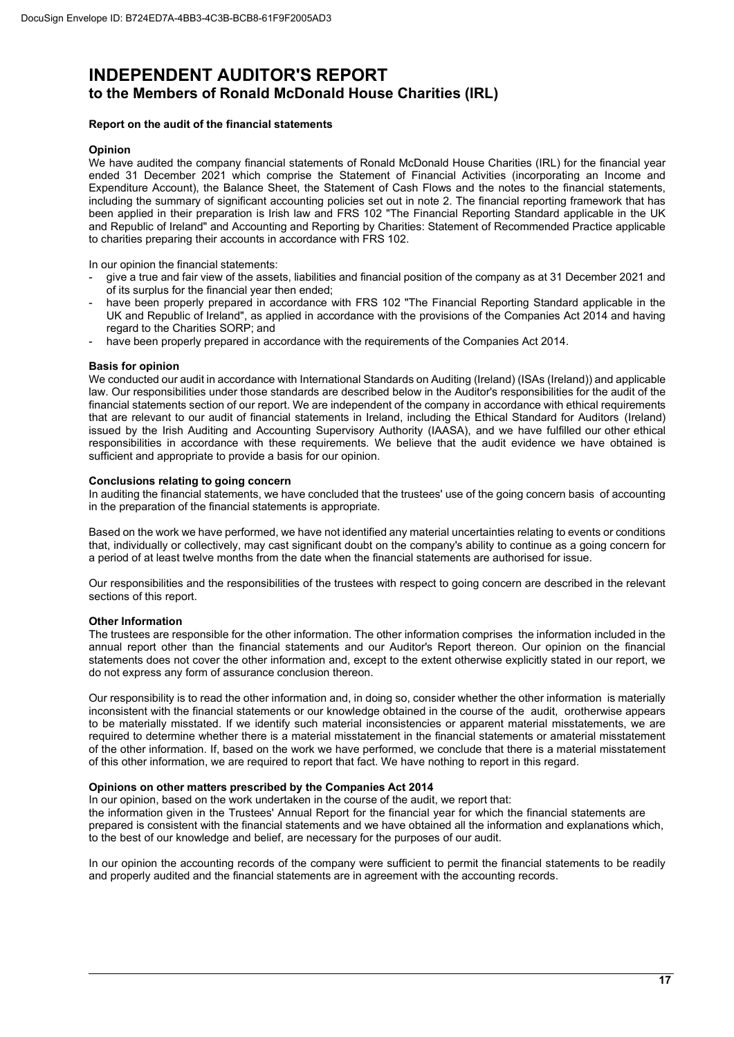# INDEPENDENT AUDITOR'S REPORT
## to the Members of Ronald McDonald House Charities (IRL)

**Report on the audit of the financial statements**

**Opinion**

We have audited the company financial statements of Ronald McDonald House Charities (IRL) for the financial year ended 31 December 2021 which comprise the Statement of Financial Activities (incorporating an Income and Expenditure Account), the Balance Sheet, the Statement of Cash Flows and the notes to the financial statements, including the summary of significant accounting policies set out in note 2. The financial reporting framework that has been applied in their preparation is Irish law and FRS 102 "The Financial Reporting Standard applicable in the UK and Republic of Ireland" and Accounting and Reporting by Charities: Statement of Recommended Practice applicable to charities preparing their accounts in accordance with FRS 102.

In our opinion the financial statements:

- give a true and fair view of the assets, liabilities and financial position of the company as at 31 December 2021 and of its surplus for the financial year then ended;
- have been properly prepared in accordance with FRS 102 "The Financial Reporting Standard applicable in the UK and Republic of Ireland", as applied in accordance with the provisions of the Companies Act 2014 and having regard to the Charities SORP; and
- have been properly prepared in accordance with the requirements of the Companies Act 2014.

**Basis for opinion**

We conducted our audit in accordance with International Standards on Auditing (Ireland) (ISAs (Ireland)) and applicable law. Our responsibilities under those standards are described below in the Auditor's responsibilities for the audit of the financial statements section of our report. We are independent of the company in accordance with ethical requirements that are relevant to our audit of financial statements in Ireland, including the Ethical Standard for Auditors (Ireland) issued by the Irish Auditing and Accounting Supervisory Authority (IAASA), and we have fulfilled our other ethical responsibilities in accordance with these requirements. We believe that the audit evidence we have obtained is sufficient and appropriate to provide a basis for our opinion.

**Conclusions relating to going concern**

In auditing the financial statements, we have concluded that the trustees' use of the going concern basis of accounting in the preparation of the financial statements is appropriate.

Based on the work we have performed, we have not identified any material uncertainties relating to events or conditions that, individually or collectively, may cast significant doubt on the company's ability to continue as a going concern for a period of at least twelve months from the date when the financial statements are authorised for issue.

Our responsibilities and the responsibilities of the trustees with respect to going concern are described in the relevant sections of this report.

**Other Information**

The trustees are responsible for the other information. The other information comprises the information included in the annual report other than the financial statements and our Auditor's Report thereon. Our opinion on the financial statements does not cover the other information and, except to the extent otherwise explicitly stated in our report, we do not express any form of assurance conclusion thereon.

Our responsibility is to read the other information and, in doing so, consider whether the other information is materially inconsistent with the financial statements or our knowledge obtained in the course of the audit, orotherwise appears to be materially misstated. If we identify such material inconsistencies or apparent material misstatements, we are required to determine whether there is a material misstatement in the financial statements or amaterial misstatement of the other information. If, based on the work we have performed, we conclude that there is a material misstatement of this other information, we are required to report that fact. We have nothing to report in this regard.

**Opinions on other matters prescribed by the Companies Act 2014**

In our opinion, based on the work undertaken in the course of the audit, we report that:

the information given in the Trustees' Annual Report for the financial year for which the financial statements are prepared is consistent with the financial statements and we have obtained all the information and explanations which, to the best of our knowledge and belief, are necessary for the purposes of our audit.

In our opinion the accounting records of the company were sufficient to permit the financial statements to be readily and properly audited and the financial statements are in agreement with the accounting records.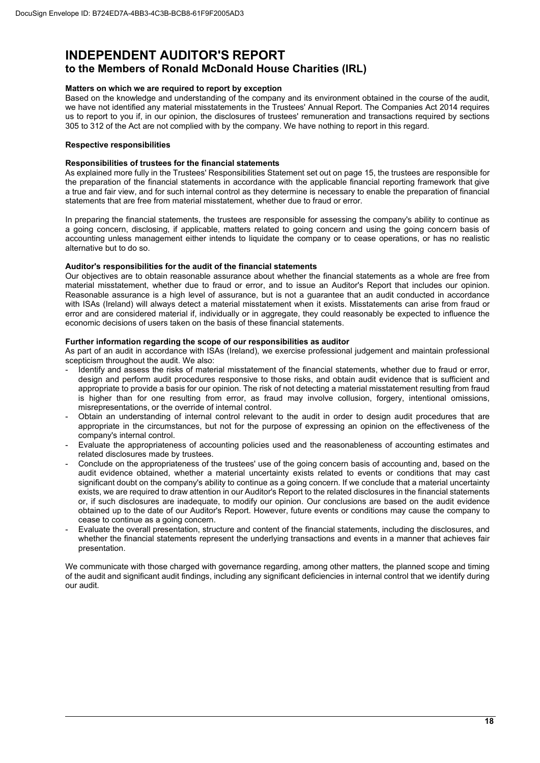# INDEPENDENT AUDITOR'S REPORT

## to the Members of Ronald McDonald House Charities (IRL)

**Matters on which we are required to report by exception**

Based on the knowledge and understanding of the company and its environment obtained in the course of the audit, we have not identified any material misstatements in the Trustees' Annual Report. The Companies Act 2014 requires us to report to you if, in our opinion, the disclosures of trustees' remuneration and transactions required by sections 305 to 312 of the Act are not complied with by the company. We have nothing to report in this regard.

**Respective responsibilities**

**Responsibilities of trustees for the financial statements**

As explained more fully in the Trustees' Responsibilities Statement set out on page 15, the trustees are responsible for the preparation of the financial statements in accordance with the applicable financial reporting framework that give a true and fair view, and for such internal control as they determine is necessary to enable the preparation of financial statements that are free from material misstatement, whether due to fraud or error.

In preparing the financial statements, the trustees are responsible for assessing the company's ability to continue as a going concern, disclosing, if applicable, matters related to going concern and using the going concern basis of accounting unless management either intends to liquidate the company or to cease operations, or has no realistic alternative but to do so.

**Auditor's responsibilities for the audit of the financial statements**

Our objectives are to obtain reasonable assurance about whether the financial statements as a whole are free from material misstatement, whether due to fraud or error, and to issue an Auditor's Report that includes our opinion. Reasonable assurance is a high level of assurance, but is not a guarantee that an audit conducted in accordance with ISAs (Ireland) will always detect a material misstatement when it exists. Misstatements can arise from fraud or error and are considered material if, individually or in aggregate, they could reasonably be expected to influence the economic decisions of users taken on the basis of these financial statements.

**Further information regarding the scope of our responsibilities as auditor**

As part of an audit in accordance with ISAs (Ireland), we exercise professional judgement and maintain professional scepticism throughout the audit. We also:

- Identify and assess the risks of material misstatement of the financial statements, whether due to fraud or error, design and perform audit procedures responsive to those risks, and obtain audit evidence that is sufficient and appropriate to provide a basis for our opinion. The risk of not detecting a material misstatement resulting from fraud is higher than for one resulting from error, as fraud may involve collusion, forgery, intentional omissions, misrepresentations, or the override of internal control.
- Obtain an understanding of internal control relevant to the audit in order to design audit procedures that are appropriate in the circumstances, but not for the purpose of expressing an opinion on the effectiveness of the company's internal control.
- Evaluate the appropriateness of accounting policies used and the reasonableness of accounting estimates and related disclosures made by trustees.
- Conclude on the appropriateness of the trustees' use of the going concern basis of accounting and, based on the audit evidence obtained, whether a material uncertainty exists related to events or conditions that may cast significant doubt on the company's ability to continue as a going concern. If we conclude that a material uncertainty exists, we are required to draw attention in our Auditor's Report to the related disclosures in the financial statements or, if such disclosures are inadequate, to modify our opinion. Our conclusions are based on the audit evidence obtained up to the date of our Auditor's Report. However, future events or conditions may cause the company to cease to continue as a going concern.
- Evaluate the overall presentation, structure and content of the financial statements, including the disclosures, and whether the financial statements represent the underlying transactions and events in a manner that achieves fair presentation.

We communicate with those charged with governance regarding, among other matters, the planned scope and timing of the audit and significant audit findings, including any significant deficiencies in internal control that we identify during our audit.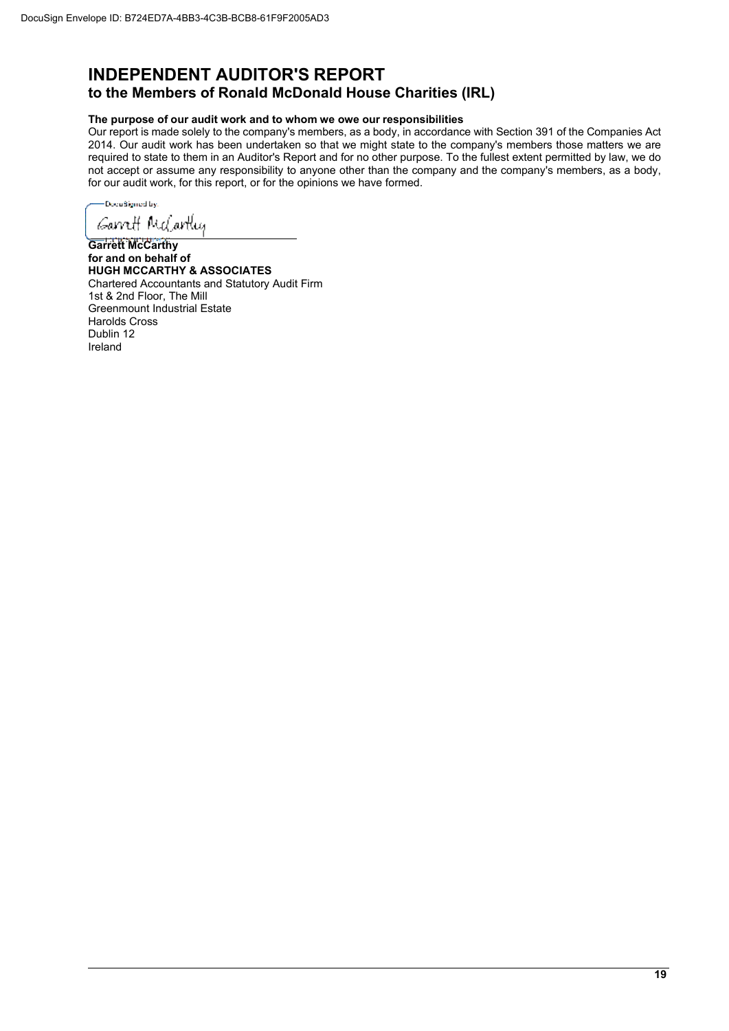# INDEPENDENT AUDITOR'S REPORT
## to the Members of Ronald McDonald House Charities (IRL)

**The purpose of our audit work and to whom we owe our responsibilities**

Our report is made solely to the company's members, as a body, in accordance with Section 391 of the Companies Act 2014. Our audit work has been undertaken so that we might state to the company's members those matters we are required to state to them in an Auditor's Report and for no other purpose. To the fullest extent permitted by law, we do not accept or assume any responsibility to anyone other than the company and the company's members, as a body, for our audit work, for this report, or for the opinions we have formed.

**Garrett McCarthy**
**for and on behalf of**
**HUGH MCCARTHY & ASSOCIATES**
Chartered Accountants and Statutory Audit Firm
1st & 2nd Floor, The Mill
Greenmount Industrial Estate
Harolds Cross
Dublin 12
Ireland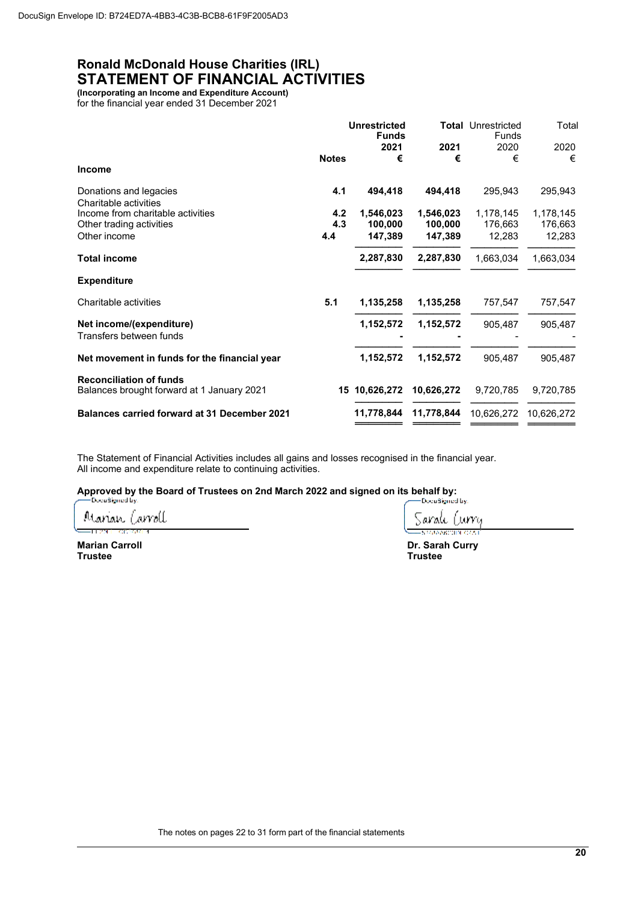DocuSign Envelope ID: B724ED7A-4BB3-4C3B-BCB8-61F9F2005AD3

# Ronald McDonald House Charities (IRL)
## STATEMENT OF FINANCIAL ACTIVITIES

**(Incorporating an Income and Expenditure Account)**
for the financial year ended 31 December 2021

| | Notes | **Unrestricted Funds 2021 €** | **Total 2021 €** | Unrestricted Funds 2020 € | Total 2020 € |
|---|---|---|---|---|---|
| **Income** | | | | | |
| Donations and legacies | **4.1** | **494,418** | **494,418** | 295,943 | 295,943 |
| Charitable activities | | | | | |
| Income from charitable activities | **4.2** | **1,546,023** | **1,546,023** | 1,178,145 | 1,178,145 |
| Other trading activities | **4.3** | **100,000** | **100,000** | 176,663 | 176,663 |
| Other income | **4.4** | **147,389** | **147,389** | 12,283 | 12,283 |
| **Total income** | | **2,287,830** | **2,287,830** | 1,663,034 | 1,663,034 |
| **Expenditure** | | | | | |
| Charitable activities | **5.1** | **1,135,258** | **1,135,258** | 757,547 | 757,547 |
| **Net income/(expenditure)** | | **1,152,572** | **1,152,572** | 905,487 | 905,487 |
| Transfers between funds | | **-** | **-** | - | - |
| **Net movement in funds for the financial year** | | **1,152,572** | **1,152,572** | 905,487 | 905,487 |
| **Reconciliation of funds** | | | | | |
| Balances brought forward at 1 January 2021 | **15** | **10,626,272** | **10,626,272** | 9,720,785 | 9,720,785 |
| **Balances carried forward at 31 December 2021** | | **11,778,844** | **11,778,844** | 10,626,272 | 10,626,272 |

The Statement of Financial Activities includes all gains and losses recognised in the financial year.
All income and expenditure relate to continuing activities.

**Approved by the Board of Trustees on 2nd March 2022 and signed on its behalf by:**

**Marian Carroll**
**Trustee**

**Dr. Sarah Curry**
**Trustee**

The notes on pages 22 to 31 form part of the financial statements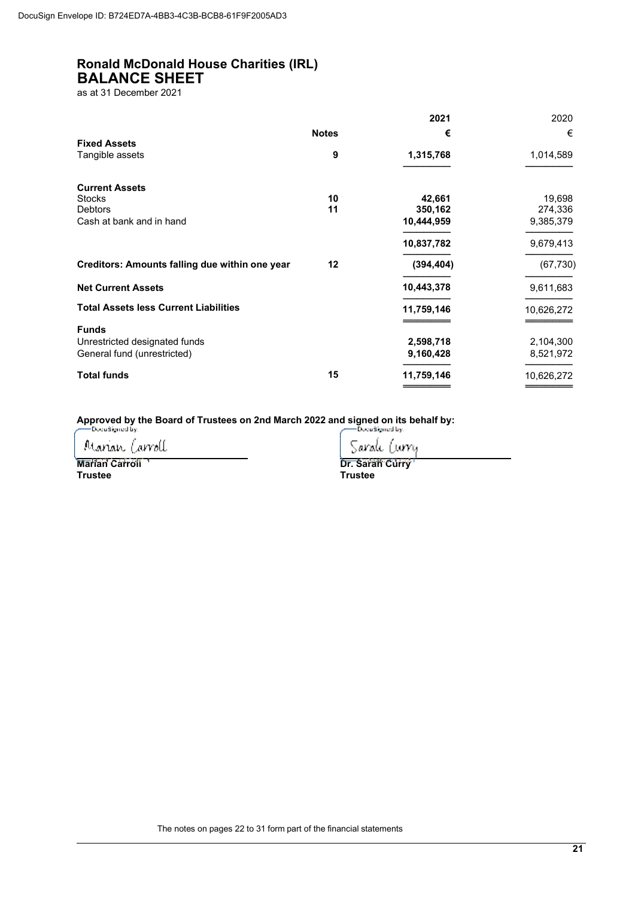# Ronald McDonald House Charities (IRL)
## BALANCE SHEET

as at 31 December 2021

| | Notes | 2021 € | 2020 € |
|---|---|---|---|
| **Fixed Assets** | | | |
| Tangible assets | 9 | **1,315,768** | 1,014,589 |
| **Current Assets** | | | |
| Stocks | 10 | **42,661** | 19,698 |
| Debtors | 11 | **350,162** | 274,336 |
| Cash at bank and in hand | | **10,444,959** | 9,385,379 |
| | | **10,837,782** | 9,679,413 |
| **Creditors: Amounts falling due within one year** | 12 | **(394,404)** | (67,730) |
| **Net Current Assets** | | **10,443,378** | 9,611,683 |
| **Total Assets less Current Liabilities** | | **11,759,146** | 10,626,272 |
| **Funds** | | | |
| Unrestricted designated funds | | **2,598,718** | 2,104,300 |
| General fund (unrestricted) | | **9,160,428** | 8,521,972 |
| **Total funds** | 15 | **11,759,146** | 10,626,272 |

**Approved by the Board of Trustees on 2nd March 2022 and signed on its behalf by:**

| | |
|---|---|
| **Marian Carroll** | **Dr. Sarah Curry** |
| **Trustee** | **Trustee** |

The notes on pages 22 to 31 form part of the financial statements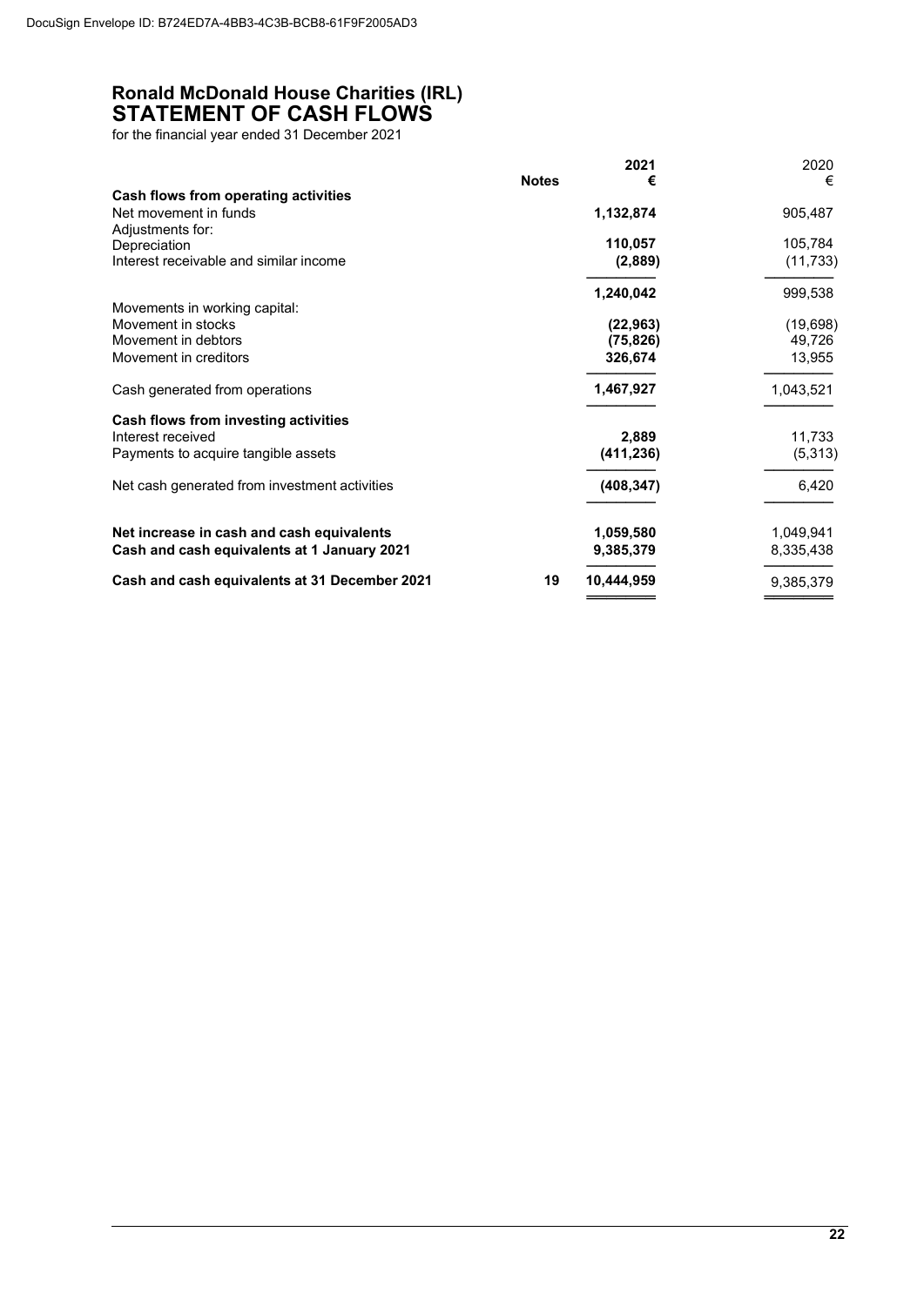DocuSign Envelope ID: B724ED7A-4BB3-4C3B-BCB8-61F9F2005AD3

# Ronald McDonald House Charities (IRL)
## STATEMENT OF CASH FLOWS

for the financial year ended 31 December 2021

| | Notes | 2021<br>€ | 2020<br>€ |
|---|---|---|---|
| **Cash flows from operating activities** | | | |
| Net movement in funds | | **1,132,874** | 905,487 |
| Adjustments for: | | | |
| Depreciation | | **110,057** | 105,784 |
| Interest receivable and similar income | | **(2,889)** | (11,733) |
| | | **1,240,042** | 999,538 |
| Movements in working capital: | | | |
| Movement in stocks | | **(22,963)** | (19,698) |
| Movement in debtors | | **(75,826)** | 49,726 |
| Movement in creditors | | **326,674** | 13,955 |
| Cash generated from operations | | **1,467,927** | 1,043,521 |
| **Cash flows from investing activities** | | | |
| Interest received | | **2,889** | 11,733 |
| Payments to acquire tangible assets | | **(411,236)** | (5,313) |
| Net cash generated from investment activities | | **(408,347)** | 6,420 |
| **Net increase in cash and cash equivalents** | | **1,059,580** | 1,049,941 |
| **Cash and cash equivalents at 1 January 2021** | | **9,385,379** | 8,335,438 |
| **Cash and cash equivalents at 31 December 2021** | **19** | **10,444,959** | 9,385,379 |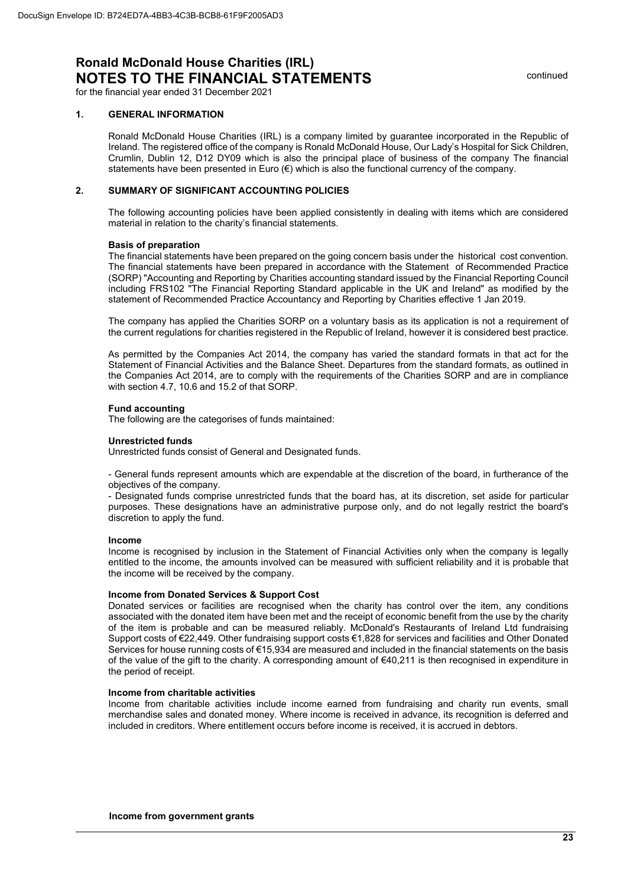# Ronald McDonald House Charities (IRL)

## NOTES TO THE FINANCIAL STATEMENTS

continued

for the financial year ended 31 December 2021

### 1. GENERAL INFORMATION

Ronald McDonald House Charities (IRL) is a company limited by guarantee incorporated in the Republic of Ireland. The registered office of the company is Ronald McDonald House, Our Lady's Hospital for Sick Children, Crumlin, Dublin 12, D12 DY09 which is also the principal place of business of the company The financial statements have been presented in Euro (€) which is also the functional currency of the company.

### 2. SUMMARY OF SIGNIFICANT ACCOUNTING POLICIES

The following accounting policies have been applied consistently in dealing with items which are considered material in relation to the charity's financial statements.

**Basis of preparation**

The financial statements have been prepared on the going concern basis under the historical cost convention. The financial statements have been prepared in accordance with the Statement of Recommended Practice (SORP) "Accounting and Reporting by Charities accounting standard issued by the Financial Reporting Council including FRS102 "The Financial Reporting Standard applicable in the UK and Ireland" as modified by the statement of Recommended Practice Accountancy and Reporting by Charities effective 1 Jan 2019.

The company has applied the Charities SORP on a voluntary basis as its application is not a requirement of the current regulations for charities registered in the Republic of Ireland, however it is considered best practice.

As permitted by the Companies Act 2014, the company has varied the standard formats in that act for the Statement of Financial Activities and the Balance Sheet. Departures from the standard formats, as outlined in the Companies Act 2014, are to comply with the requirements of the Charities SORP and are in compliance with section 4.7, 10.6 and 15.2 of that SORP.

**Fund accounting**

The following are the categorises of funds maintained:

**Unrestricted funds**

Unrestricted funds consist of General and Designated funds.

- General funds represent amounts which are expendable at the discretion of the board, in furtherance of the objectives of the company.
- Designated funds comprise unrestricted funds that the board has, at its discretion, set aside for particular purposes. These designations have an administrative purpose only, and do not legally restrict the board's discretion to apply the fund.

**Income**

Income is recognised by inclusion in the Statement of Financial Activities only when the company is legally entitled to the income, the amounts involved can be measured with sufficient reliability and it is probable that the income will be received by the company.

**Income from Donated Services & Support Cost**

Donated services or facilities are recognised when the charity has control over the item, any conditions associated with the donated item have been met and the receipt of economic benefit from the use by the charity of the item is probable and can be measured reliably. McDonald's Restaurants of Ireland Ltd fundraising Support costs of €22,449. Other fundraising support costs €1,828 for services and facilities and Other Donated Services for house running costs of €15,934 are measured and included in the financial statements on the basis of the value of the gift to the charity. A corresponding amount of €40,211 is then recognised in expenditure in the period of receipt.

**Income from charitable activities**

Income from charitable activities include income earned from fundraising and charity run events, small merchandise sales and donated money. Where income is received in advance, its recognition is deferred and included in creditors. Where entitlement occurs before income is received, it is accrued in debtors.

**Income from government grants**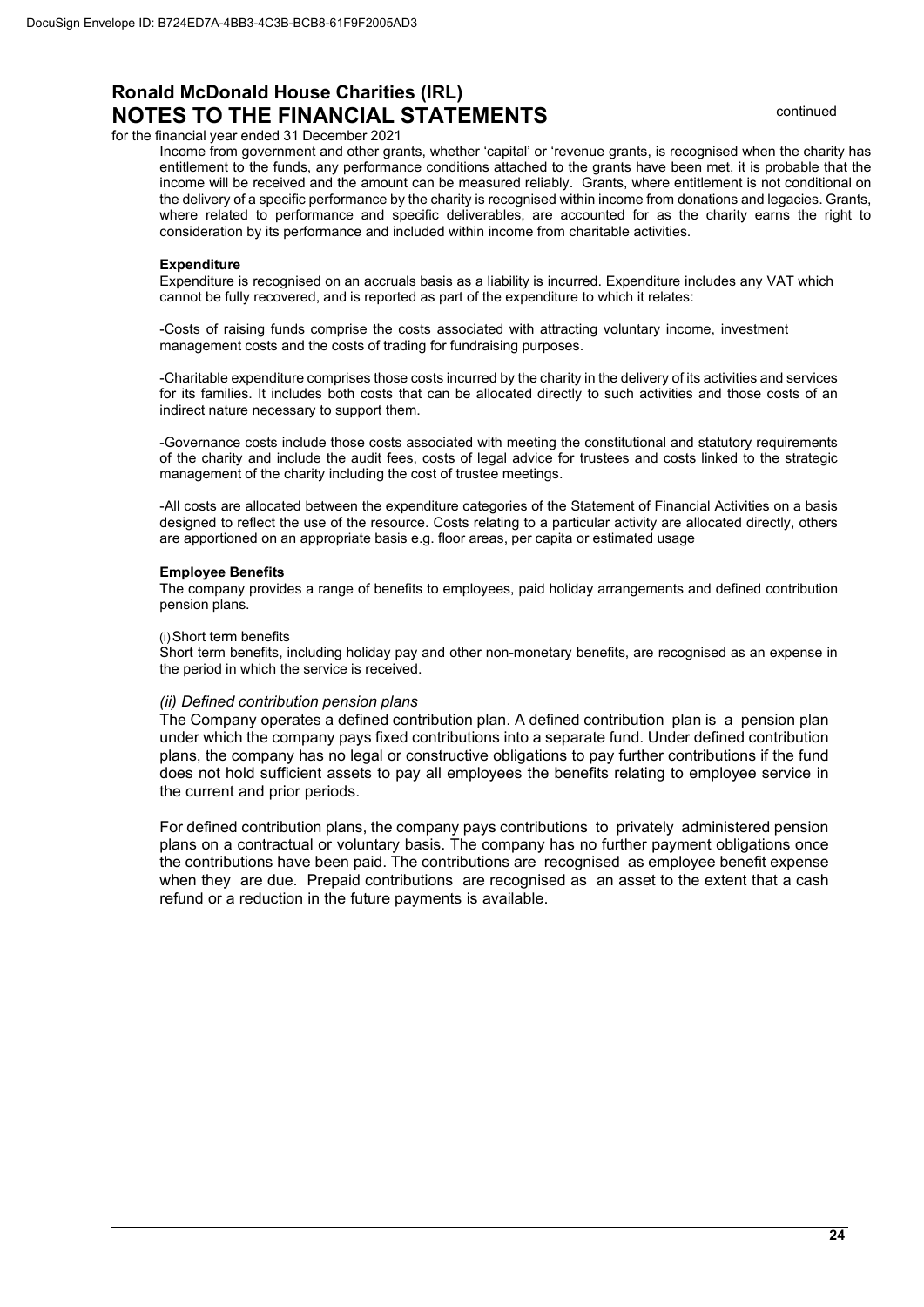Income from government and other grants, whether 'capital' or 'revenue grants, is recognised when the charity has entitlement to the funds, any performance conditions attached to the grants have been met, it is probable that the income will be received and the amount can be measured reliably. Grants, where entitlement is not conditional on the delivery of a specific performance by the charity is recognised within income from donations and legacies. Grants, where related to performance and specific deliverables, are accounted for as the charity earns the right to consideration by its performance and included within income from charitable activities.

**Expenditure**

Expenditure is recognised on an accruals basis as a liability is incurred. Expenditure includes any VAT which cannot be fully recovered, and is reported as part of the expenditure to which it relates:

-Costs of raising funds comprise the costs associated with attracting voluntary income, investment management costs and the costs of trading for fundraising purposes.

-Charitable expenditure comprises those costs incurred by the charity in the delivery of its activities and services for its families. It includes both costs that can be allocated directly to such activities and those costs of an indirect nature necessary to support them.

-Governance costs include those costs associated with meeting the constitutional and statutory requirements of the charity and include the audit fees, costs of legal advice for trustees and costs linked to the strategic management of the charity including the cost of trustee meetings.

-All costs are allocated between the expenditure categories of the Statement of Financial Activities on a basis designed to reflect the use of the resource. Costs relating to a particular activity are allocated directly, others are apportioned on an appropriate basis e.g. floor areas, per capita or estimated usage

**Employee Benefits**

The company provides a range of benefits to employees, paid holiday arrangements and defined contribution pension plans.

(i) Short term benefits

Short term benefits, including holiday pay and other non-monetary benefits, are recognised as an expense in the period in which the service is received.

*(ii) Defined contribution pension plans*

The Company operates a defined contribution plan. A defined contribution plan is a pension plan under which the company pays fixed contributions into a separate fund. Under defined contribution plans, the company has no legal or constructive obligations to pay further contributions if the fund does not hold sufficient assets to pay all employees the benefits relating to employee service in the current and prior periods.

For defined contribution plans, the company pays contributions to privately administered pension plans on a contractual or voluntary basis. The company has no further payment obligations once the contributions have been paid. The contributions are recognised as employee benefit expense when they are due. Prepaid contributions are recognised as an asset to the extent that a cash refund or a reduction in the future payments is available.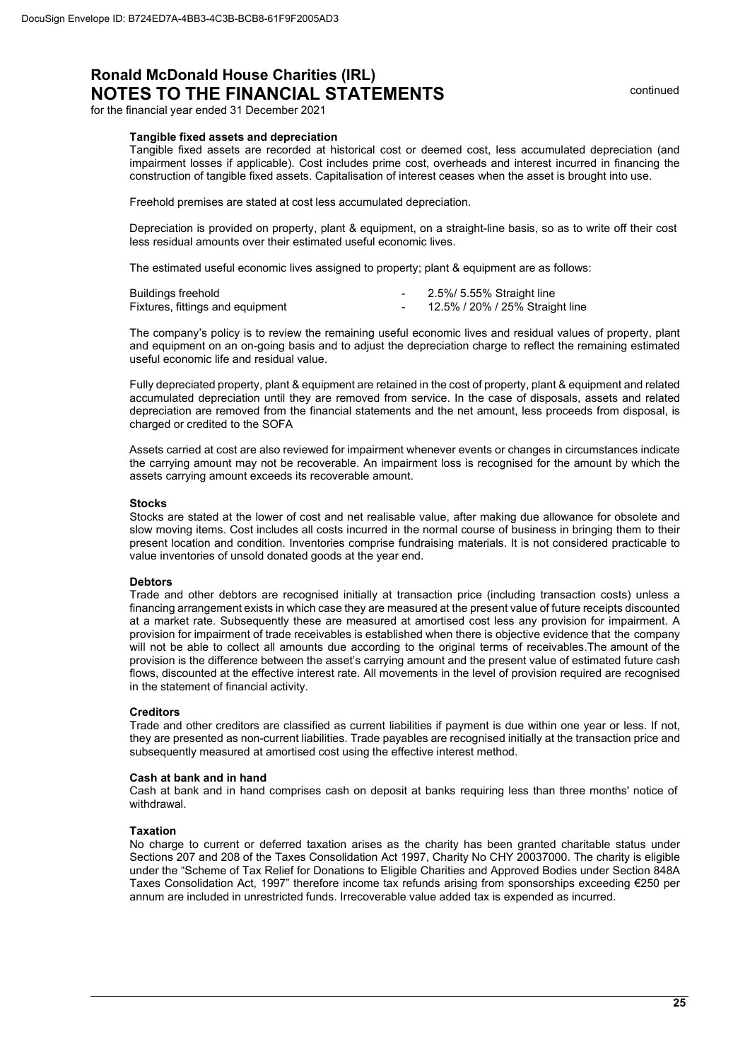**Tangible fixed assets and depreciation**

Tangible fixed assets are recorded at historical cost or deemed cost, less accumulated depreciation (and impairment losses if applicable). Cost includes prime cost, overheads and interest incurred in financing the construction of tangible fixed assets. Capitalisation of interest ceases when the asset is brought into use.

Freehold premises are stated at cost less accumulated depreciation.

Depreciation is provided on property, plant & equipment, on a straight-line basis, so as to write off their cost less residual amounts over their estimated useful economic lives.

The estimated useful economic lives assigned to property; plant & equipment are as follows:

| | | |
|---|---|---|
| Buildings freehold | - | 2.5%/ 5.55% Straight line |
| Fixtures, fittings and equipment | - | 12.5% / 20% / 25% Straight line |

The company's policy is to review the remaining useful economic lives and residual values of property, plant and equipment on an on-going basis and to adjust the depreciation charge to reflect the remaining estimated useful economic life and residual value.

Fully depreciated property, plant & equipment are retained in the cost of property, plant & equipment and related accumulated depreciation until they are removed from service. In the case of disposals, assets and related depreciation are removed from the financial statements and the net amount, less proceeds from disposal, is charged or credited to the SOFA

Assets carried at cost are also reviewed for impairment whenever events or changes in circumstances indicate the carrying amount may not be recoverable. An impairment loss is recognised for the amount by which the assets carrying amount exceeds its recoverable amount.

**Stocks**

Stocks are stated at the lower of cost and net realisable value, after making due allowance for obsolete and slow moving items. Cost includes all costs incurred in the normal course of business in bringing them to their present location and condition. Inventories comprise fundraising materials. It is not considered practicable to value inventories of unsold donated goods at the year end.

**Debtors**

Trade and other debtors are recognised initially at transaction price (including transaction costs) unless a financing arrangement exists in which case they are measured at the present value of future receipts discounted at a market rate. Subsequently these are measured at amortised cost less any provision for impairment. A provision for impairment of trade receivables is established when there is objective evidence that the company will not be able to collect all amounts due according to the original terms of receivables.The amount of the provision is the difference between the asset's carrying amount and the present value of estimated future cash flows, discounted at the effective interest rate. All movements in the level of provision required are recognised in the statement of financial activity.

**Creditors**

Trade and other creditors are classified as current liabilities if payment is due within one year or less. If not, they are presented as non-current liabilities. Trade payables are recognised initially at the transaction price and subsequently measured at amortised cost using the effective interest method.

**Cash at bank and in hand**

Cash at bank and in hand comprises cash on deposit at banks requiring less than three months' notice of withdrawal.

**Taxation**

No charge to current or deferred taxation arises as the charity has been granted charitable status under Sections 207 and 208 of the Taxes Consolidation Act 1997, Charity No CHY 20037000. The charity is eligible under the "Scheme of Tax Relief for Donations to Eligible Charities and Approved Bodies under Section 848A Taxes Consolidation Act, 1997" therefore income tax refunds arising from sponsorships exceeding €250 per annum are included in unrestricted funds. Irrecoverable value added tax is expended as incurred.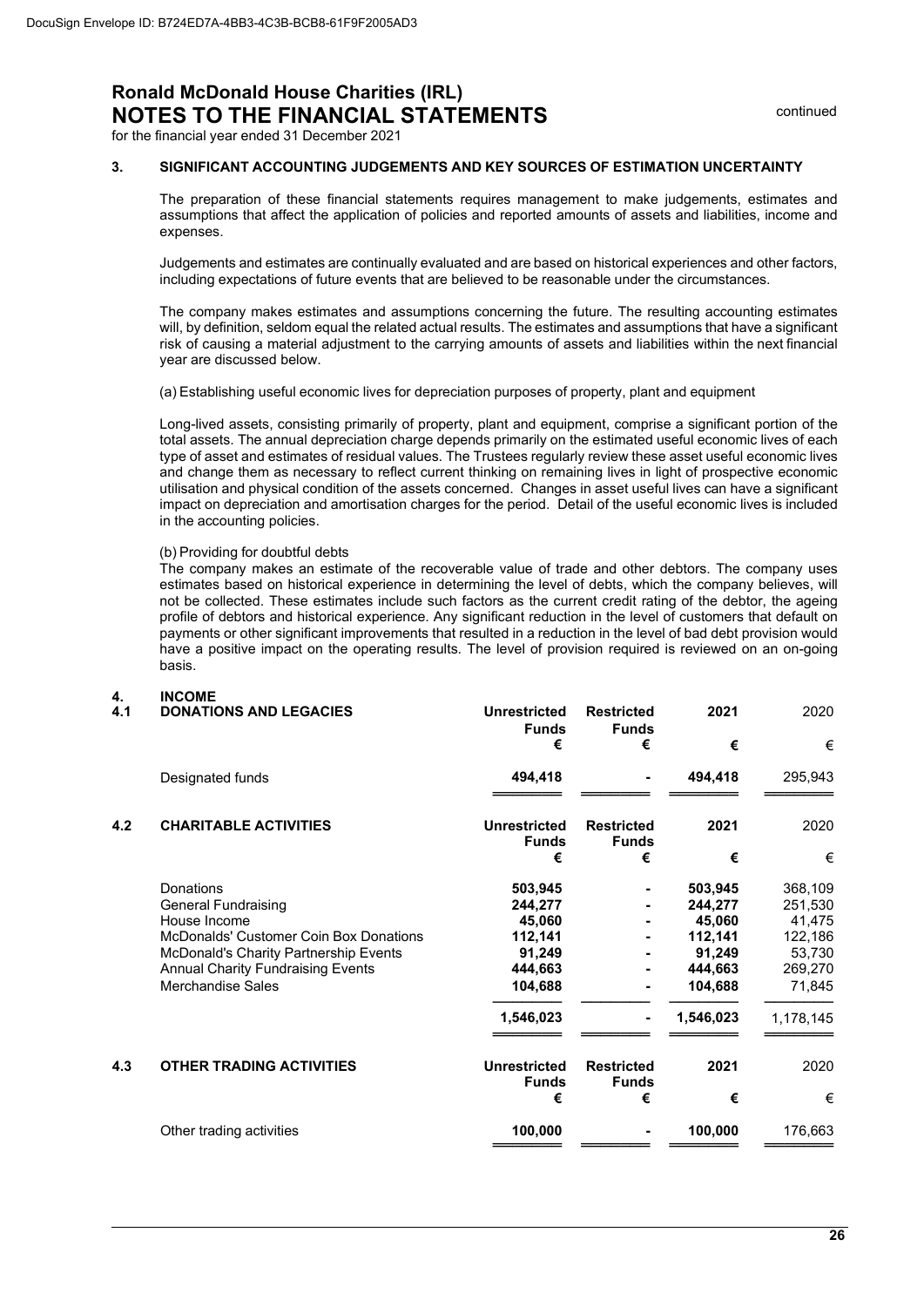# Ronald McDonald House Charities (IRL)
## NOTES TO THE FINANCIAL STATEMENTS

continued

for the financial year ended 31 December 2021

### 3. SIGNIFICANT ACCOUNTING JUDGEMENTS AND KEY SOURCES OF ESTIMATION UNCERTAINTY

The preparation of these financial statements requires management to make judgements, estimates and assumptions that affect the application of policies and reported amounts of assets and liabilities, income and expenses.

Judgements and estimates are continually evaluated and are based on historical experiences and other factors, including expectations of future events that are believed to be reasonable under the circumstances.

The company makes estimates and assumptions concerning the future. The resulting accounting estimates will, by definition, seldom equal the related actual results. The estimates and assumptions that have a significant risk of causing a material adjustment to the carrying amounts of assets and liabilities within the next financial year are discussed below.

(a) Establishing useful economic lives for depreciation purposes of property, plant and equipment

Long-lived assets, consisting primarily of property, plant and equipment, comprise a significant portion of the total assets. The annual depreciation charge depends primarily on the estimated useful economic lives of each type of asset and estimates of residual values. The Trustees regularly review these asset useful economic lives and change them as necessary to reflect current thinking on remaining lives in light of prospective economic utilisation and physical condition of the assets concerned. Changes in asset useful lives can have a significant impact on depreciation and amortisation charges for the period. Detail of the useful economic lives is included in the accounting policies.

(b) Providing for doubtful debts

The company makes an estimate of the recoverable value of trade and other debtors. The company uses estimates based on historical experience in determining the level of debts, which the company believes, will not be collected. These estimates include such factors as the current credit rating of the debtor, the ageing profile of debtors and historical experience. Any significant reduction in the level of customers that default on payments or other significant improvements that resulted in a reduction in the level of bad debt provision would have a positive impact on the operating results. The level of provision required is reviewed on an on-going basis.

### 4. INCOME

#### 4.1 DONATIONS AND LEGACIES

| | Unrestricted Funds | Restricted Funds | 2021 | 2020 |
|---|---|---|---|---|
| | € | € | € | € |
| Designated funds | **494,418** | **-** | **494,418** | 295,943 |

#### 4.2 CHARITABLE ACTIVITIES

| | Unrestricted Funds | Restricted Funds | 2021 | 2020 |
|---|---|---|---|---|
| | € | € | € | € |
| Donations | **503,945** | **-** | **503,945** | 368,109 |
| General Fundraising | **244,277** | **-** | **244,277** | 251,530 |
| House Income | **45,060** | **-** | **45,060** | 41,475 |
| McDonalds' Customer Coin Box Donations | **112,141** | **-** | **112,141** | 122,186 |
| McDonald's Charity Partnership Events | **91,249** | **-** | **91,249** | 53,730 |
| Annual Charity Fundraising Events | **444,663** | **-** | **444,663** | 269,270 |
| Merchandise Sales | **104,688** | **-** | **104,688** | 71,845 |
| | **1,546,023** | **-** | **1,546,023** | 1,178,145 |

#### 4.3 OTHER TRADING ACTIVITIES

| | Unrestricted Funds | Restricted Funds | 2021 | 2020 |
|---|---|---|---|---|
| | € | € | € | € |
| Other trading activities | **100,000** | **-** | **100,000** | 176,663 |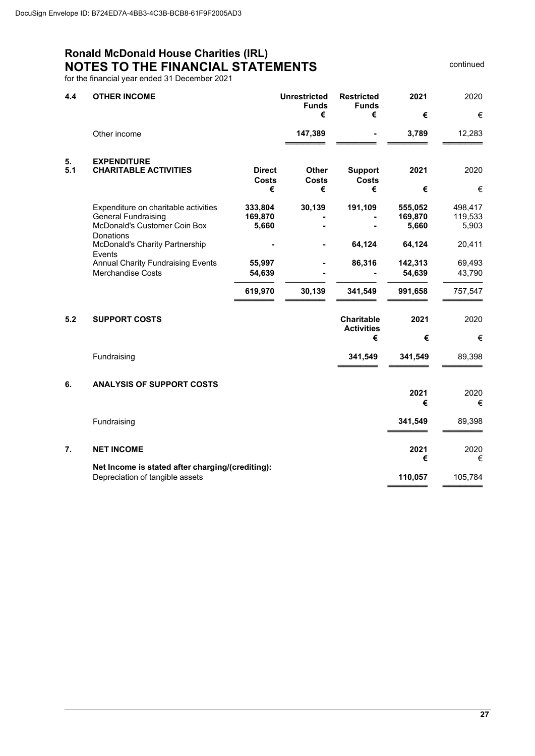DocuSign Envelope ID: B724ED7A-4BB3-4C3B-BCB8-61F9F2005AD3

# Ronald McDonald House Charities (IRL)
## NOTES TO THE FINANCIAL STATEMENTS

continued

for the financial year ended 31 December 2021

### 4.4 OTHER INCOME

| | Unrestricted Funds | Restricted Funds | 2021 | 2020 |
|---|---|---|---|---|
| | € | € | € | € |
| Other income | 147,389 | - | 3,789 | 12,283 |

### 5. EXPENDITURE
### 5.1 CHARITABLE ACTIVITIES

| | Direct Costs | Other Costs | Support Costs | 2021 | 2020 |
|---|---|---|---|---|---|
| | € | € | € | € | € |
| Expenditure on charitable activities | 333,804 | 30,139 | 191,109 | 555,052 | 498,417 |
| General Fundraising | 169,870 | - | - | 169,870 | 119,533 |
| McDonald's Customer Coin Box Donations | 5,660 | - | - | 5,660 | 5,903 |
| McDonald's Charity Partnership Events | - | - | 64,124 | 64,124 | 20,411 |
| Annual Charity Fundraising Events | 55,997 | - | 86,316 | 142,313 | 69,493 |
| Merchandise Costs | 54,639 | - | - | 54,639 | 43,790 |
| | 619,970 | 30,139 | 341,549 | 991,658 | 757,547 |

### 5.2 SUPPORT COSTS

| | Charitable Activities | 2021 | 2020 |
|---|---|---|---|
| | € | € | € |
| Fundraising | 341,549 | 341,549 | 89,398 |

### 6. ANALYSIS OF SUPPORT COSTS

| | 2021 | 2020 |
|---|---|---|
| | € | € |
| Fundraising | 341,549 | 89,398 |

### 7. NET INCOME

| | 2021 | 2020 |
|---|---|---|
| | € | € |
| **Net Income is stated after charging/(crediting):** | | |
| Depreciation of tangible assets | 110,057 | 105,784 |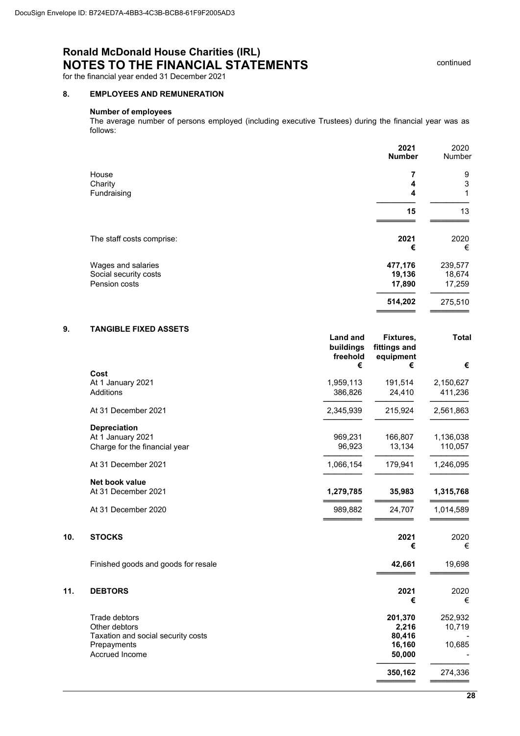DocuSign Envelope ID: B724ED7A-4BB3-4C3B-BCB8-61F9F2005AD3

# Ronald McDonald House Charities (IRL)
## NOTES TO THE FINANCIAL STATEMENTS

continued

for the financial year ended 31 December 2021

### 8. EMPLOYEES AND REMUNERATION

**Number of employees**

The average number of persons employed (including executive Trustees) during the financial year was as follows:

| | **2021 Number** | 2020 Number |
|---|---|---|
| House | **7** | 9 |
| Charity | **4** | 3 |
| Fundraising | **4** | 1 |
| | **15** | 13 |

| The staff costs comprise: | **2021 €** | 2020 € |
|---|---|---|
| Wages and salaries | **477,176** | 239,577 |
| Social security costs | **19,136** | 18,674 |
| Pension costs | **17,890** | 17,259 |
| | **514,202** | 275,510 |

### 9. TANGIBLE FIXED ASSETS

| | **Land and buildings freehold €** | **Fixtures, fittings and equipment €** | **Total €** |
|---|---|---|---|
| **Cost** | | | |
| At 1 January 2021 | 1,959,113 | 191,514 | 2,150,627 |
| Additions | 386,826 | 24,410 | 411,236 |
| At 31 December 2021 | 2,345,939 | 215,924 | 2,561,863 |
| **Depreciation** | | | |
| At 1 January 2021 | 969,231 | 166,807 | 1,136,038 |
| Charge for the financial year | 96,923 | 13,134 | 110,057 |
| At 31 December 2021 | 1,066,154 | 179,941 | 1,246,095 |
| **Net book value** | | | |
| At 31 December 2021 | **1,279,785** | **35,983** | **1,315,768** |
| At 31 December 2020 | 989,882 | 24,707 | 1,014,589 |

### 10. STOCKS

| | **2021 €** | 2020 € |
|---|---|---|
| Finished goods and goods for resale | **42,661** | 19,698 |

### 11. DEBTORS

| | **2021 €** | 2020 € |
|---|---|---|
| Trade debtors | **201,370** | 252,932 |
| Other debtors | **2,216** | 10,719 |
| Taxation and social security costs | **80,416** | - |
| Prepayments | **16,160** | 10,685 |
| Accrued Income | **50,000** | - |
| | **350,162** | 274,336 |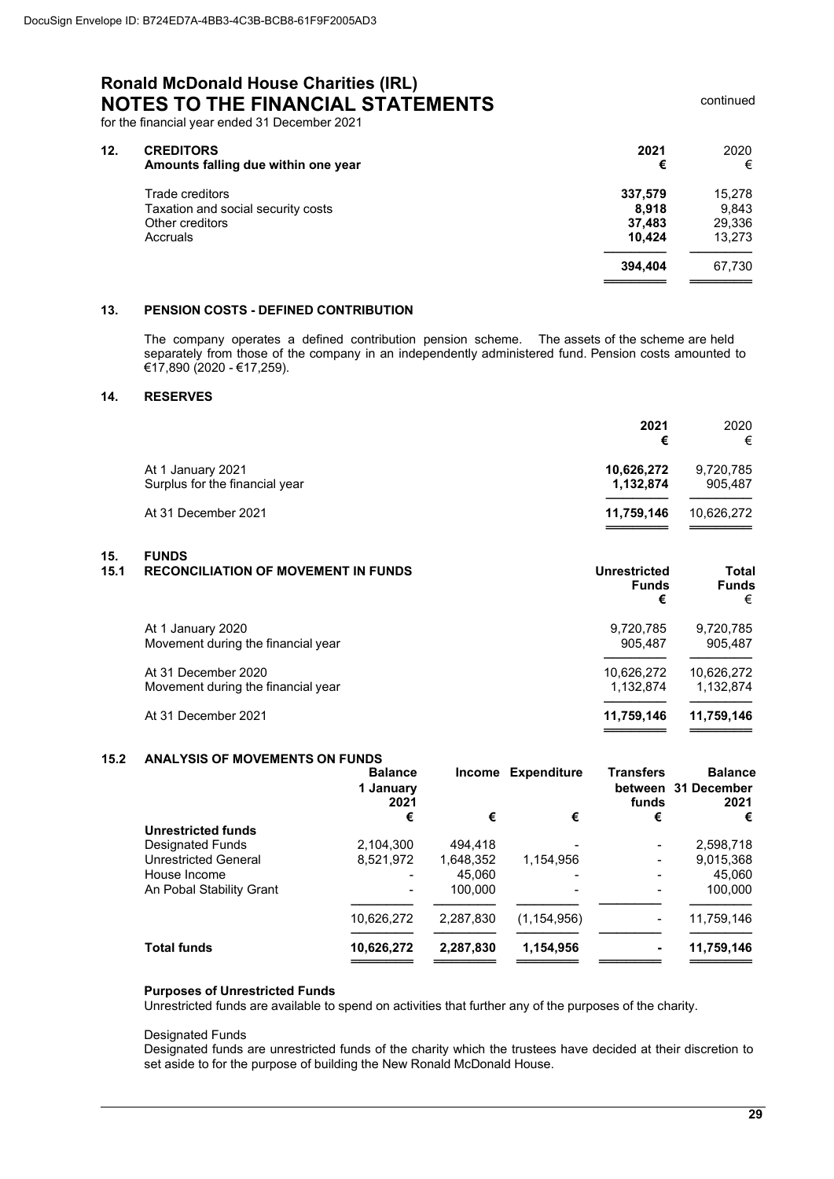DocuSign Envelope ID: B724ED7A-4BB3-4C3B-BCB8-61F9F2005AD3

# Ronald McDonald House Charities (IRL)
## NOTES TO THE FINANCIAL STATEMENTS

continued

for the financial year ended 31 December 2021

### 12. CREDITORS

| Amounts falling due within one year | 2021 € | 2020 € |
|---|---|---|
| Trade creditors | **337,579** | 15,278 |
| Taxation and social security costs | **8,918** | 9,843 |
| Other creditors | **37,483** | 29,336 |
| Accruals | **10,424** | 13,273 |
| | **394,404** | 67,730 |

### 13. PENSION COSTS - DEFINED CONTRIBUTION

The company operates a defined contribution pension scheme. The assets of the scheme are held separately from those of the company in an independently administered fund. Pension costs amounted to €17,890 (2020 - €17,259).

### 14. RESERVES

| | 2021 € | 2020 € |
|---|---|---|
| At 1 January 2021 | **10,626,272** | 9,720,785 |
| Surplus for the financial year | **1,132,874** | 905,487 |
| At 31 December 2021 | **11,759,146** | 10,626,272 |

### 15. FUNDS

### 15.1 RECONCILIATION OF MOVEMENT IN FUNDS

| | Unrestricted Funds € | Total Funds € |
|---|---|---|
| At 1 January 2020 | 9,720,785 | 9,720,785 |
| Movement during the financial year | 905,487 | 905,487 |
| At 31 December 2020 | 10,626,272 | 10,626,272 |
| Movement during the financial year | 1,132,874 | 1,132,874 |
| At 31 December 2021 | **11,759,146** | **11,759,146** |

### 15.2 ANALYSIS OF MOVEMENTS ON FUNDS

| | Balance 1 January 2021 € | Income € | Expenditure € | Transfers between funds € | Balance 31 December 2021 € |
|---|---|---|---|---|---|
| **Unrestricted funds** | | | | | |
| Designated Funds | 2,104,300 | 494,418 | - | - | 2,598,718 |
| Unrestricted General | 8,521,972 | 1,648,352 | 1,154,956 | - | 9,015,368 |
| House Income | - | 45,060 | - | - | 45,060 |
| An Pobal Stability Grant | - | 100,000 | - | - | 100,000 |
| | 10,626,272 | 2,287,830 | (1,154,956) | - | 11,759,146 |
| **Total funds** | **10,626,272** | **2,287,830** | **1,154,956** | **-** | **11,759,146** |

**Purposes of Unrestricted Funds**

Unrestricted funds are available to spend on activities that further any of the purposes of the charity.

Designated Funds

Designated funds are unrestricted funds of the charity which the trustees have decided at their discretion to set aside to for the purpose of building the New Ronald McDonald House.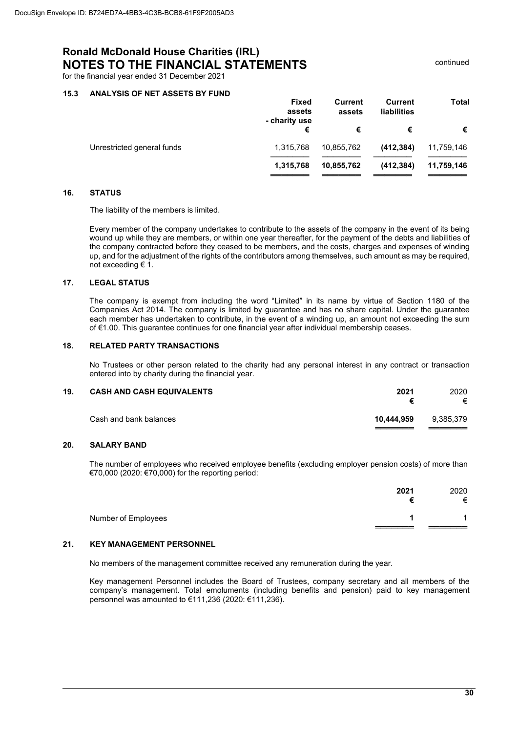# Ronald McDonald House Charities (IRL)
## NOTES TO THE FINANCIAL STATEMENTS

for the financial year ended 31 December 2021

continued

### 15.3 ANALYSIS OF NET ASSETS BY FUND

| | Fixed assets - charity use | Current assets | Current liabilities | Total |
|---|---|---|---|---|
| | € | € | € | € |
| Unrestricted general funds | 1,315,768 | 10,855,762 | **(412,384)** | 11,759,146 |
| | **1,315,768** | **10,855,762** | **(412,384)** | **11,759,146** |

### 16. STATUS

The liability of the members is limited.

Every member of the company undertakes to contribute to the assets of the company in the event of its being wound up while they are members, or within one year thereafter, for the payment of the debts and liabilities of the company contracted before they ceased to be members, and the costs, charges and expenses of winding up, and for the adjustment of the rights of the contributors among themselves, such amount as may be required, not exceeding € 1.

### 17. LEGAL STATUS

The company is exempt from including the word "Limited" in its name by virtue of Section 1180 of the Companies Act 2014. The company is limited by guarantee and has no share capital. Under the guarantee each member has undertaken to contribute, in the event of a winding up, an amount not exceeding the sum of €1.00. This guarantee continues for one financial year after individual membership ceases.

### 18. RELATED PARTY TRANSACTIONS

No Trustees or other person related to the charity had any personal interest in any contract or transaction entered into by charity during the financial year.

### 19. CASH AND CASH EQUIVALENTS

| | 2021 | 2020 |
|---|---|---|
| | € | € |
| Cash and bank balances | **10,444,959** | 9,385,379 |

### 20. SALARY BAND

The number of employees who received employee benefits (excluding employer pension costs) of more than €70,000 (2020: €70,000) for the reporting period:

| | 2021 | 2020 |
|---|---|---|
| | € | € |
| Number of Employees | **1** | 1 |

### 21. KEY MANAGEMENT PERSONNEL

No members of the management committee received any remuneration during the year.

Key management Personnel includes the Board of Trustees, company secretary and all members of the company's management. Total emoluments (including benefits and pension) paid to key management personnel was amounted to €111,236 (2020: €111,236).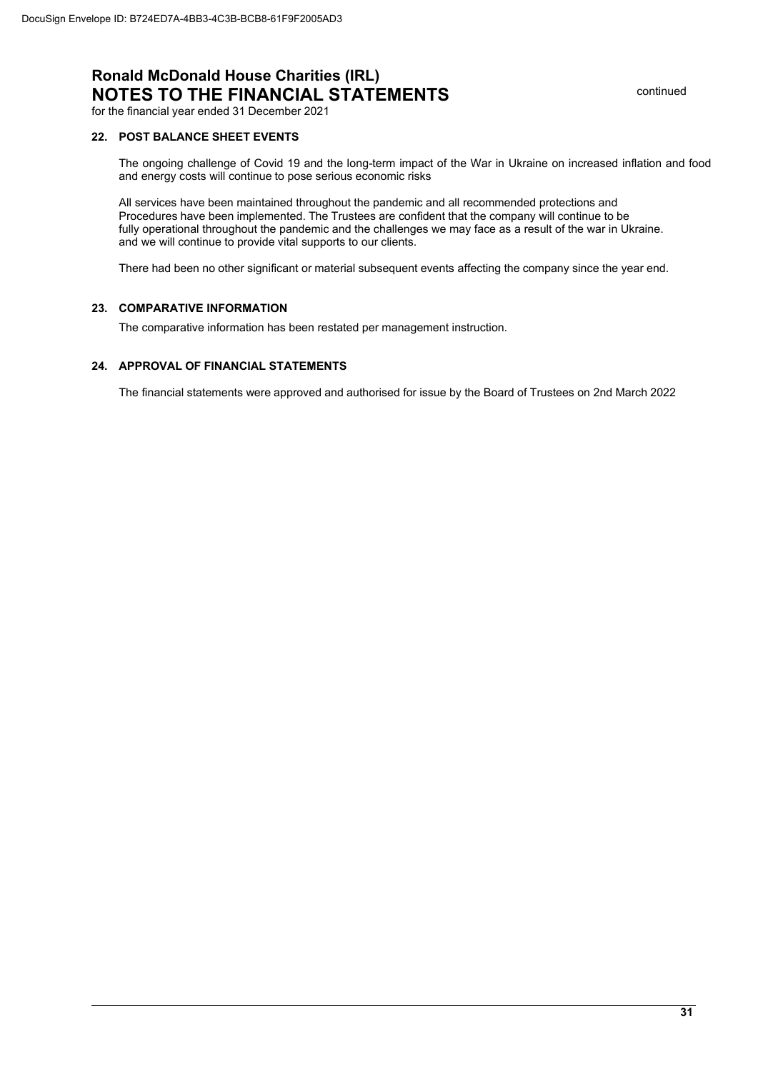# Ronald McDonald House Charities (IRL)
## NOTES TO THE FINANCIAL STATEMENTS

for the financial year ended 31 December 2021

### 22. POST BALANCE SHEET EVENTS

The ongoing challenge of Covid 19 and the long-term impact of the War in Ukraine on increased inflation and food and energy costs will continue to pose serious economic risks

All services have been maintained throughout the pandemic and all recommended protections and Procedures have been implemented. The Trustees are confident that the company will continue to be fully operational throughout the pandemic and the challenges we may face as a result of the war in Ukraine. and we will continue to provide vital supports to our clients.

There had been no other significant or material subsequent events affecting the company since the year end.

### 23. COMPARATIVE INFORMATION

The comparative information has been restated per management instruction.

### 24. APPROVAL OF FINANCIAL STATEMENTS

The financial statements were approved and authorised for issue by the Board of Trustees on 2nd March 2022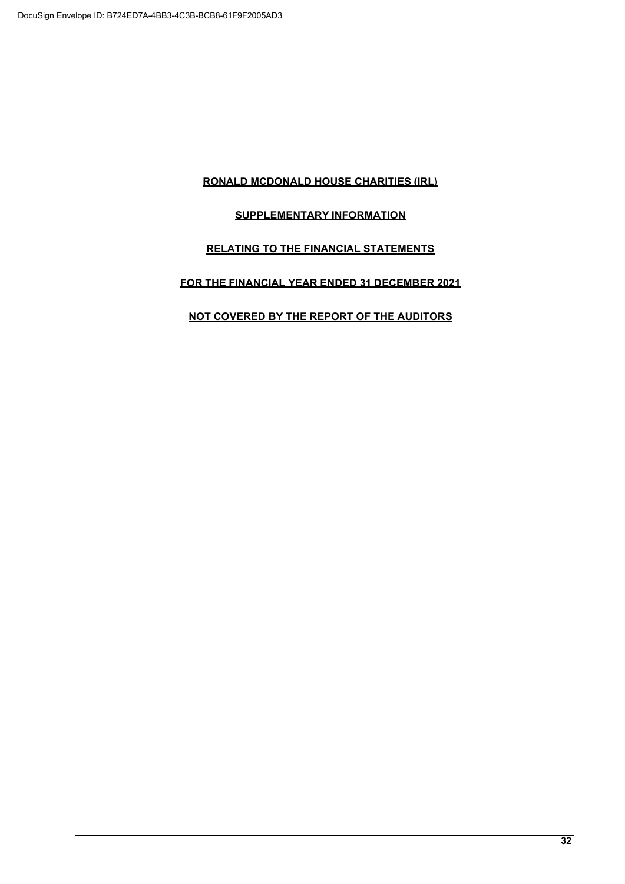**RONALD MCDONALD HOUSE CHARITIES (IRL)**

**SUPPLEMENTARY INFORMATION**

**RELATING TO THE FINANCIAL STATEMENTS**

**FOR THE FINANCIAL YEAR ENDED 31 DECEMBER 2021**

**NOT COVERED BY THE REPORT OF THE AUDITORS**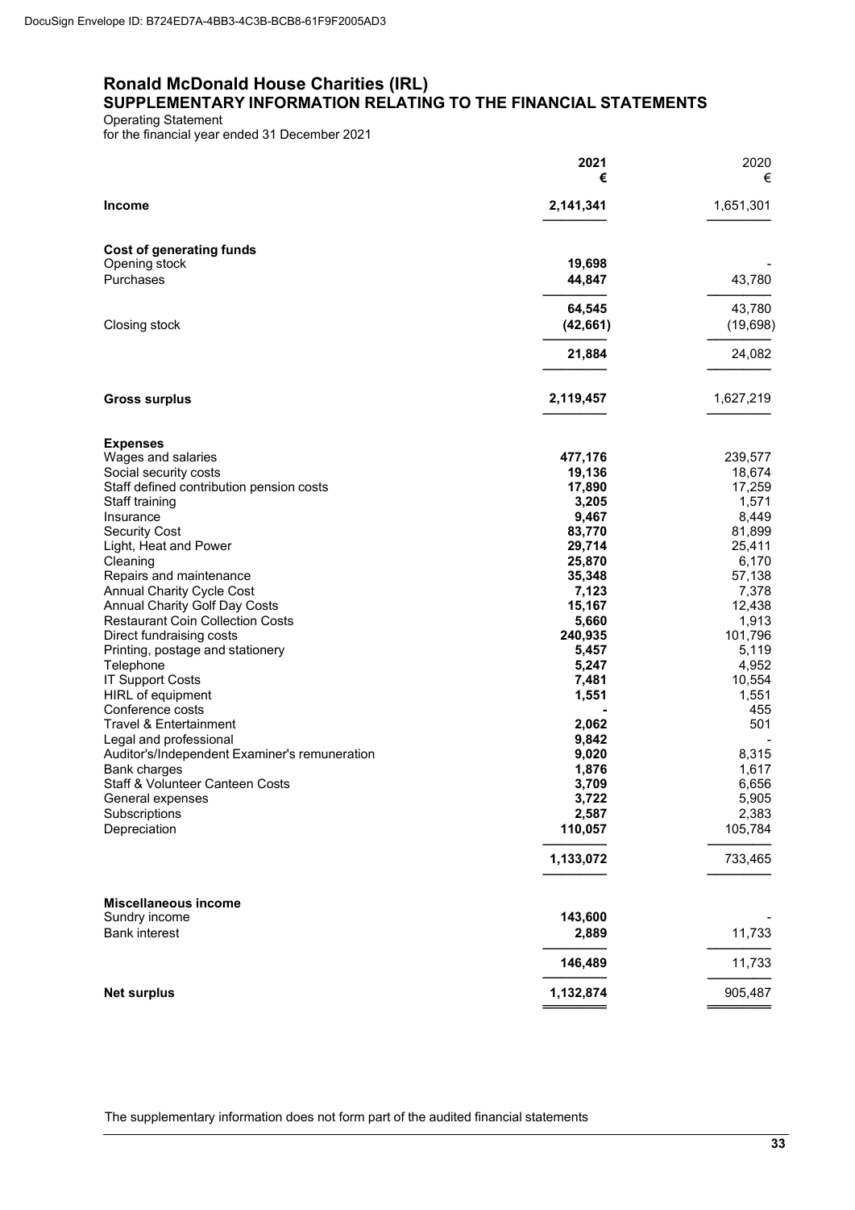# Ronald McDonald House Charities (IRL)

## SUPPLEMENTARY INFORMATION RELATING TO THE FINANCIAL STATEMENTS

Operating Statement
for the financial year ended 31 December 2021

| | 2021 € | 2020 € |
|---|---|---|
| **Income** | **2,141,341** | 1,651,301 |
| | | |
| **Cost of generating funds** | | |
| Opening stock | **19,698** | - |
| Purchases | **44,847** | 43,780 |
| | **64,545** | 43,780 |
| Closing stock | **(42,661)** | (19,698) |
| | **21,884** | 24,082 |
| | | |
| **Gross surplus** | **2,119,457** | 1,627,219 |
| | | |
| **Expenses** | | |
| Wages and salaries | **477,176** | 239,577 |
| Social security costs | **19,136** | 18,674 |
| Staff defined contribution pension costs | **17,890** | 17,259 |
| Staff training | **3,205** | 1,571 |
| Insurance | **9,467** | 8,449 |
| Security Cost | **83,770** | 81,899 |
| Light, Heat and Power | **29,714** | 25,411 |
| Cleaning | **25,870** | 6,170 |
| Repairs and maintenance | **35,348** | 57,138 |
| Annual Charity Cycle Cost | **7,123** | 7,378 |
| Annual Charity Golf Day Costs | **15,167** | 12,438 |
| Restaurant Coin Collection Costs | **5,660** | 1,913 |
| Direct fundraising costs | **240,935** | 101,796 |
| Printing, postage and stationery | **5,457** | 5,119 |
| Telephone | **5,247** | 4,952 |
| IT Support Costs | **7,481** | 10,554 |
| HIRL of equipment | **1,551** | 1,551 |
| Conference costs | **-** | 455 |
| Travel & Entertainment | **2,062** | 501 |
| Legal and professional | **9,842** | - |
| Auditor's/Independent Examiner's remuneration | **9,020** | 8,315 |
| Bank charges | **1,876** | 1,617 |
| Staff & Volunteer Canteen Costs | **3,709** | 6,656 |
| General expenses | **3,722** | 5,905 |
| Subscriptions | **2,587** | 2,383 |
| Depreciation | **110,057** | 105,784 |
| | **1,133,072** | 733,465 |
| | | |
| **Miscellaneous income** | | |
| Sundry income | **143,600** | - |
| Bank interest | **2,889** | 11,733 |
| | **146,489** | 11,733 |
| | | |
| **Net surplus** | **1,132,874** | 905,487 |

The supplementary information does not form part of the audited financial statements